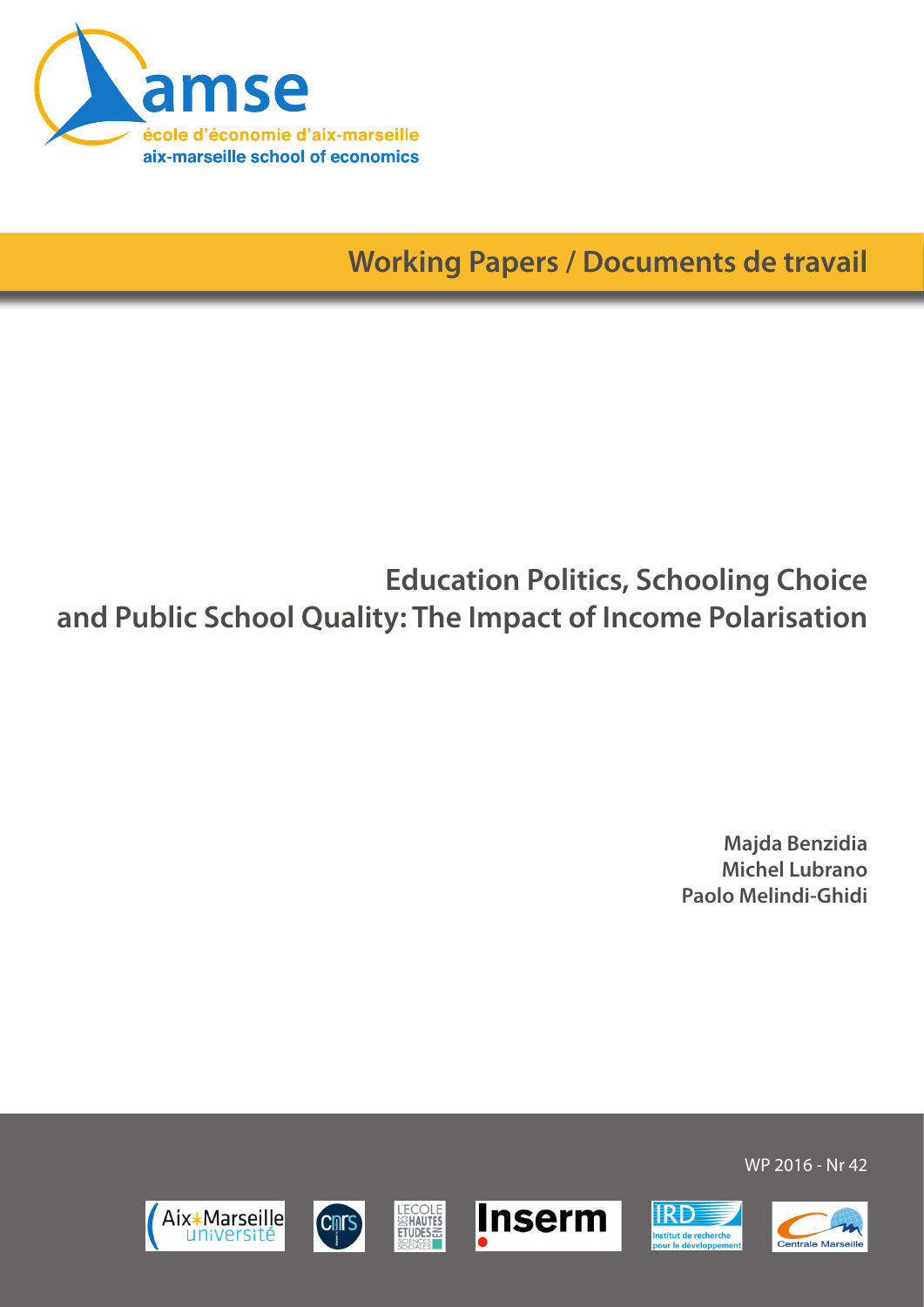amse

école d'économie d'aix-marseille

aix-marseille school of economics

Working Papers / Documents de travail

# Education Politics, Schooling Choice and Public School Quality: The Impact of Income Polarisation

**Majda Benzidia**
**Michel Lubrano**
**Paolo Melindi-Ghidi**

WP 2016 - Nr 42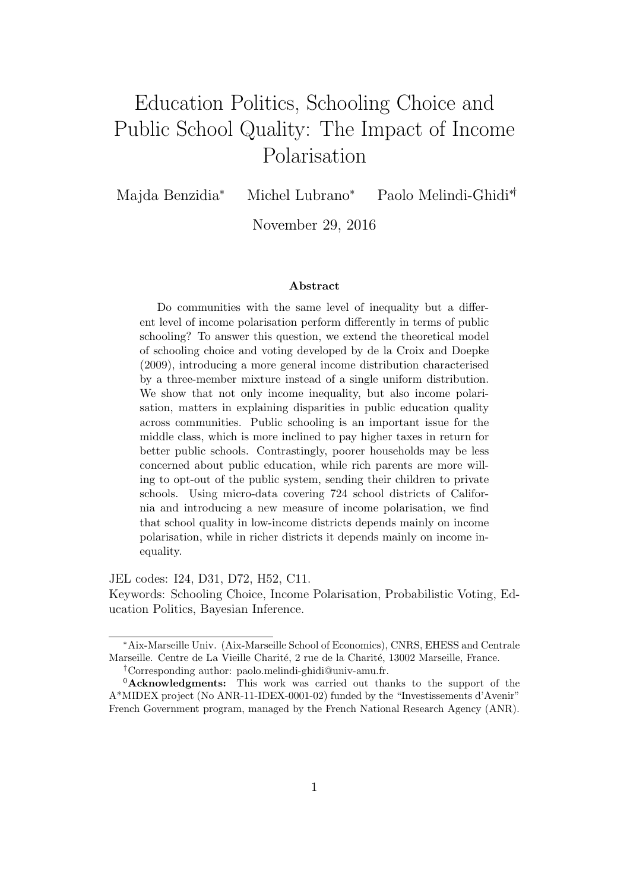# Education Politics, Schooling Choice and Public School Quality: The Impact of Income Polarisation

Majda Benzidia[*] Michel Lubrano[*] Paolo Melindi-Ghidi[*†]

November 29, 2016

### Abstract

Do communities with the same level of inequality but a different level of income polarisation perform differently in terms of public schooling? To answer this question, we extend the theoretical model of schooling choice and voting developed by de la Croix and Doepke (2009), introducing a more general income distribution characterised by a three-member mixture instead of a single uniform distribution. We show that not only income inequality, but also income polarisation, matters in explaining disparities in public education quality across communities. Public schooling is an important issue for the middle class, which is more inclined to pay higher taxes in return for better public schools. Contrastingly, poorer households may be less concerned about public education, while rich parents are more willing to opt-out of the public system, sending their children to private schools. Using micro-data covering 724 school districts of California and introducing a new measure of income polarisation, we find that school quality in low-income districts depends mainly on income polarisation, while in richer districts it depends mainly on income inequality.

JEL codes: I24, D31, D72, H52, C11.
Keywords: Schooling Choice, Income Polarisation, Probabilistic Voting, Education Politics, Bayesian Inference.

---

[*] Aix-Marseille Univ. (Aix-Marseille School of Economics), CNRS, EHESS and Centrale Marseille. Centre de La Vieille Charité, 2 rue de la Charité, 13002 Marseille, France.

[†] Corresponding author: paolo.melindi-ghidi@univ-amu.fr.

[0] **Acknowledgments:** This work was carried out thanks to the support of the A*MIDEX project (No ANR-11-IDEX-0001-02) funded by the "Investissements d'Avenir" French Government program, managed by the French National Research Agency (ANR).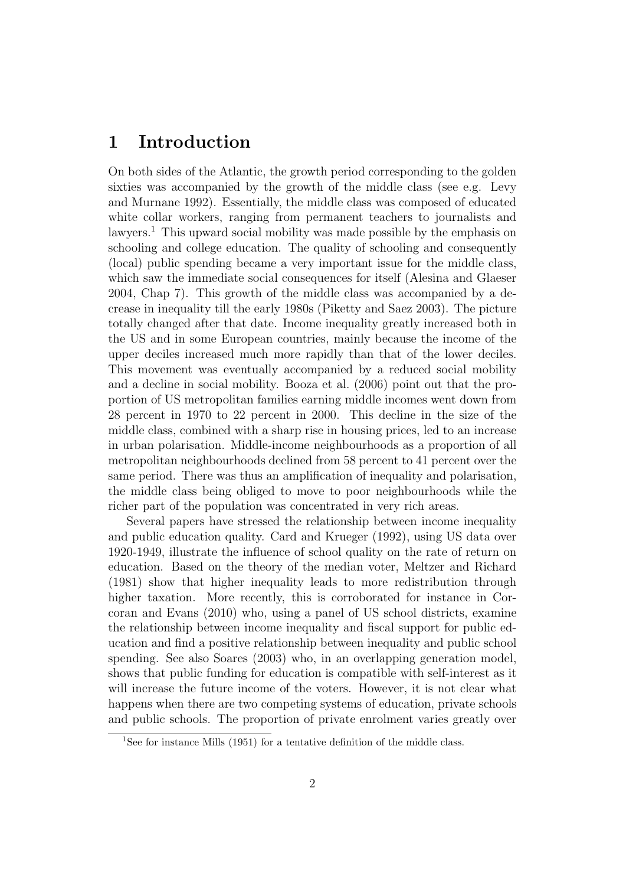# 1 Introduction

On both sides of the Atlantic, the growth period corresponding to the golden sixties was accompanied by the growth of the middle class (see e.g. Levy and Murnane 1992). Essentially, the middle class was composed of educated white collar workers, ranging from permanent teachers to journalists and lawyers.[1] This upward social mobility was made possible by the emphasis on schooling and college education. The quality of schooling and consequently (local) public spending became a very important issue for the middle class, which saw the immediate social consequences for itself (Alesina and Glaeser 2004, Chap 7). This growth of the middle class was accompanied by a decrease in inequality till the early 1980s (Piketty and Saez 2003). The picture totally changed after that date. Income inequality greatly increased both in the US and in some European countries, mainly because the income of the upper deciles increased much more rapidly than that of the lower deciles. This movement was eventually accompanied by a reduced social mobility and a decline in social mobility. Booza et al. (2006) point out that the proportion of US metropolitan families earning middle incomes went down from 28 percent in 1970 to 22 percent in 2000. This decline in the size of the middle class, combined with a sharp rise in housing prices, led to an increase in urban polarisation. Middle-income neighbourhoods as a proportion of all metropolitan neighbourhoods declined from 58 percent to 41 percent over the same period. There was thus an amplification of inequality and polarisation, the middle class being obliged to move to poor neighbourhoods while the richer part of the population was concentrated in very rich areas.

Several papers have stressed the relationship between income inequality and public education quality. Card and Krueger (1992), using US data over 1920-1949, illustrate the influence of school quality on the rate of return on education. Based on the theory of the median voter, Meltzer and Richard (1981) show that higher inequality leads to more redistribution through higher taxation. More recently, this is corroborated for instance in Corcoran and Evans (2010) who, using a panel of US school districts, examine the relationship between income inequality and fiscal support for public education and find a positive relationship between inequality and public school spending. See also Soares (2003) who, in an overlapping generation model, shows that public funding for education is compatible with self-interest as it will increase the future income of the voters. However, it is not clear what happens when there are two competing systems of education, private schools and public schools. The proportion of private enrolment varies greatly over

[1] See for instance Mills (1951) for a tentative definition of the middle class.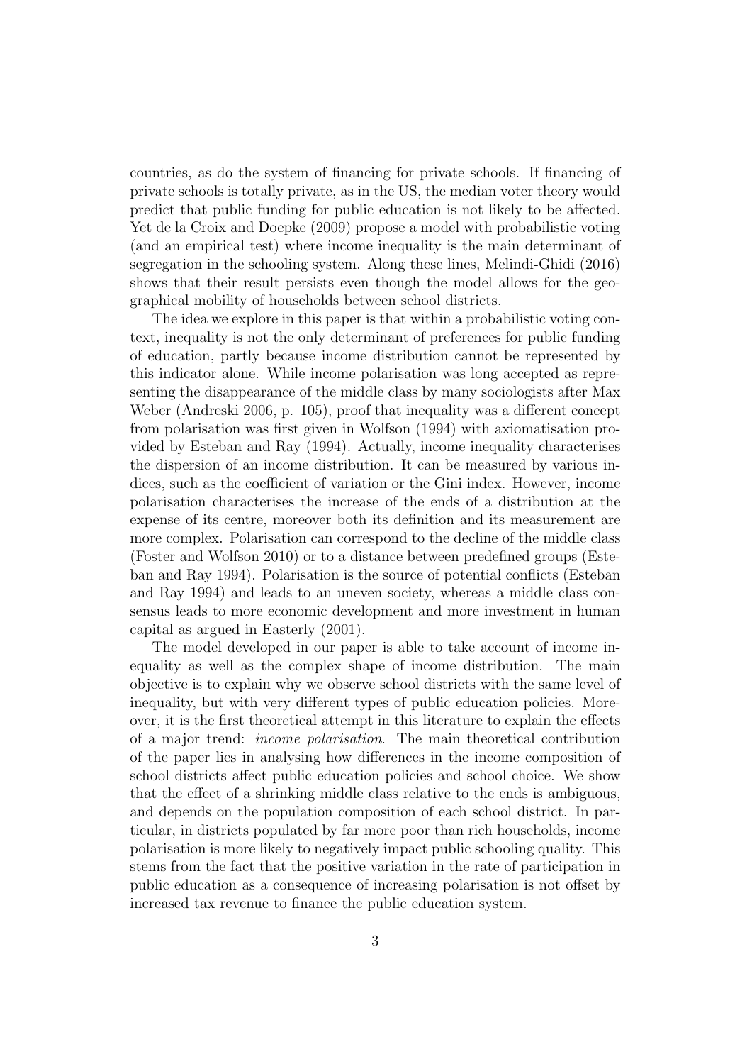countries, as do the system of financing for private schools. If financing of private schools is totally private, as in the US, the median voter theory would predict that public funding for public education is not likely to be affected. Yet de la Croix and Doepke (2009) propose a model with probabilistic voting (and an empirical test) where income inequality is the main determinant of segregation in the schooling system. Along these lines, Melindi-Ghidi (2016) shows that their result persists even though the model allows for the geographical mobility of households between school districts.

The idea we explore in this paper is that within a probabilistic voting context, inequality is not the only determinant of preferences for public funding of education, partly because income distribution cannot be represented by this indicator alone. While income polarisation was long accepted as representing the disappearance of the middle class by many sociologists after Max Weber (Andreski 2006, p. 105), proof that inequality was a different concept from polarisation was first given in Wolfson (1994) with axiomatisation provided by Esteban and Ray (1994). Actually, income inequality characterises the dispersion of an income distribution. It can be measured by various indices, such as the coefficient of variation or the Gini index. However, income polarisation characterises the increase of the ends of a distribution at the expense of its centre, moreover both its definition and its measurement are more complex. Polarisation can correspond to the decline of the middle class (Foster and Wolfson 2010) or to a distance between predefined groups (Esteban and Ray 1994). Polarisation is the source of potential conflicts (Esteban and Ray 1994) and leads to an uneven society, whereas a middle class consensus leads to more economic development and more investment in human capital as argued in Easterly (2001).

The model developed in our paper is able to take account of income inequality as well as the complex shape of income distribution. The main objective is to explain why we observe school districts with the same level of inequality, but with very different types of public education policies. Moreover, it is the first theoretical attempt in this literature to explain the effects of a major trend: *income polarisation*. The main theoretical contribution of the paper lies in analysing how differences in the income composition of school districts affect public education policies and school choice. We show that the effect of a shrinking middle class relative to the ends is ambiguous, and depends on the population composition of each school district. In particular, in districts populated by far more poor than rich households, income polarisation is more likely to negatively impact public schooling quality. This stems from the fact that the positive variation in the rate of participation in public education as a consequence of increasing polarisation is not offset by increased tax revenue to finance the public education system.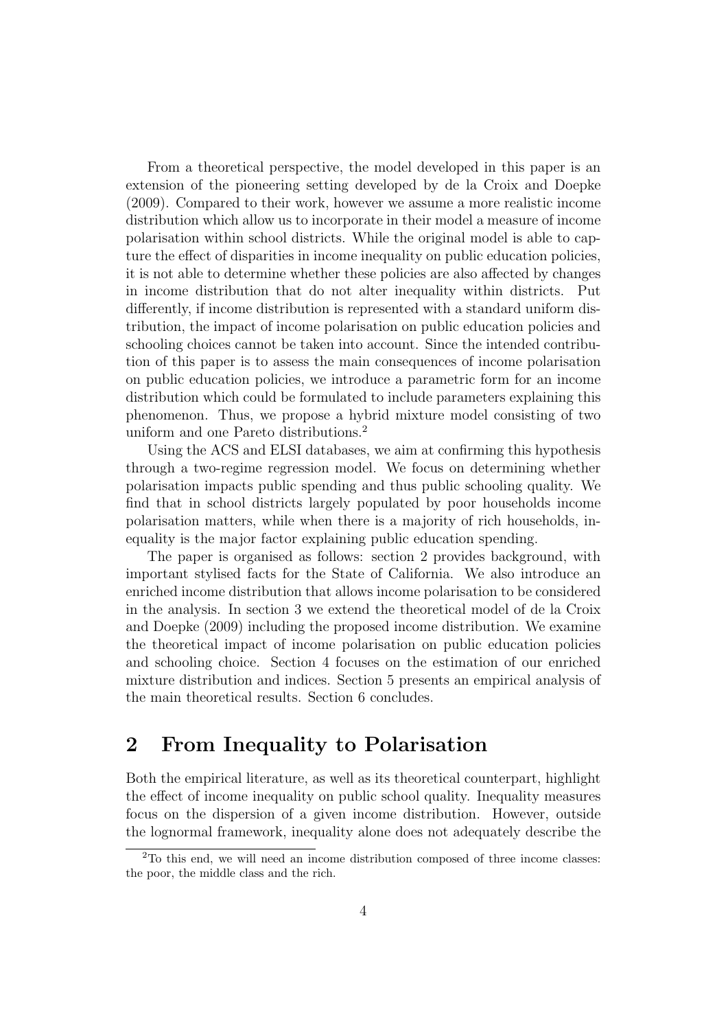From a theoretical perspective, the model developed in this paper is an extension of the pioneering setting developed by de la Croix and Doepke (2009). Compared to their work, however we assume a more realistic income distribution which allow us to incorporate in their model a measure of income polarisation within school districts. While the original model is able to capture the effect of disparities in income inequality on public education policies, it is not able to determine whether these policies are also affected by changes in income distribution that do not alter inequality within districts. Put differently, if income distribution is represented with a standard uniform distribution, the impact of income polarisation on public education policies and schooling choices cannot be taken into account. Since the intended contribution of this paper is to assess the main consequences of income polarisation on public education policies, we introduce a parametric form for an income distribution which could be formulated to include parameters explaining this phenomenon. Thus, we propose a hybrid mixture model consisting of two uniform and one Pareto distributions.[2]

Using the ACS and ELSI databases, we aim at confirming this hypothesis through a two-regime regression model. We focus on determining whether polarisation impacts public spending and thus public schooling quality. We find that in school districts largely populated by poor households income polarisation matters, while when there is a majority of rich households, inequality is the major factor explaining public education spending.

The paper is organised as follows: section 2 provides background, with important stylised facts for the State of California. We also introduce an enriched income distribution that allows income polarisation to be considered in the analysis. In section 3 we extend the theoretical model of de la Croix and Doepke (2009) including the proposed income distribution. We examine the theoretical impact of income polarisation on public education policies and schooling choice. Section 4 focuses on the estimation of our enriched mixture distribution and indices. Section 5 presents an empirical analysis of the main theoretical results. Section 6 concludes.

## 2 From Inequality to Polarisation

Both the empirical literature, as well as its theoretical counterpart, highlight the effect of income inequality on public school quality. Inequality measures focus on the dispersion of a given income distribution. However, outside the lognormal framework, inequality alone does not adequately describe the

[2] To this end, we will need an income distribution composed of three income classes: the poor, the middle class and the rich.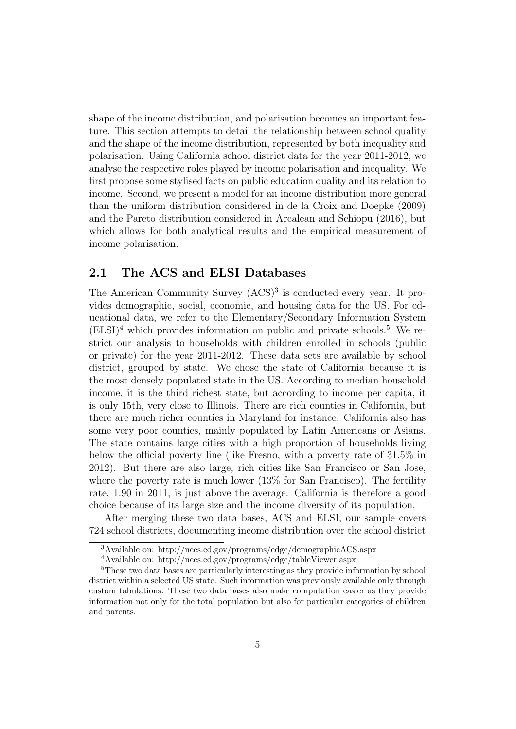shape of the income distribution, and polarisation becomes an important feature. This section attempts to detail the relationship between school quality and the shape of the income distribution, represented by both inequality and polarisation. Using California school district data for the year 2011-2012, we analyse the respective roles played by income polarisation and inequality. We first propose some stylised facts on public education quality and its relation to income. Second, we present a model for an income distribution more general than the uniform distribution considered in de la Croix and Doepke (2009) and the Pareto distribution considered in Arcalean and Schiopu (2016), but which allows for both analytical results and the empirical measurement of income polarisation.

## 2.1 The ACS and ELSI Databases

The American Community Survey (ACS)[3] is conducted every year. It provides demographic, social, economic, and housing data for the US. For educational data, we refer to the Elementary/Secondary Information System (ELSI)[4] which provides information on public and private schools.[5] We restrict our analysis to households with children enrolled in schools (public or private) for the year 2011-2012. These data sets are available by school district, grouped by state. We chose the state of California because it is the most densely populated state in the US. According to median household income, it is the third richest state, but according to income per capita, it is only 15th, very close to Illinois. There are rich counties in California, but there are much richer counties in Maryland for instance. California also has some very poor counties, mainly populated by Latin Americans or Asians. The state contains large cities with a high proportion of households living below the official poverty line (like Fresno, with a poverty rate of 31.5% in 2012). But there are also large, rich cities like San Francisco or San Jose, where the poverty rate is much lower (13% for San Francisco). The fertility rate, 1.90 in 2011, is just above the average. California is therefore a good choice because of its large size and the income diversity of its population.

After merging these two data bases, ACS and ELSI, our sample covers 724 school districts, documenting income distribution over the school district

[3] Available on: http://nces.ed.gov/programs/edge/demographicACS.aspx

[4] Available on: http://nces.ed.gov/programs/edge/tableViewer.aspx

[5] These two data bases are particularly interesting as they provide information by school district within a selected US state. Such information was previously available only through custom tabulations. These two data bases also make computation easier as they provide information not only for the total population but also for particular categories of children and parents.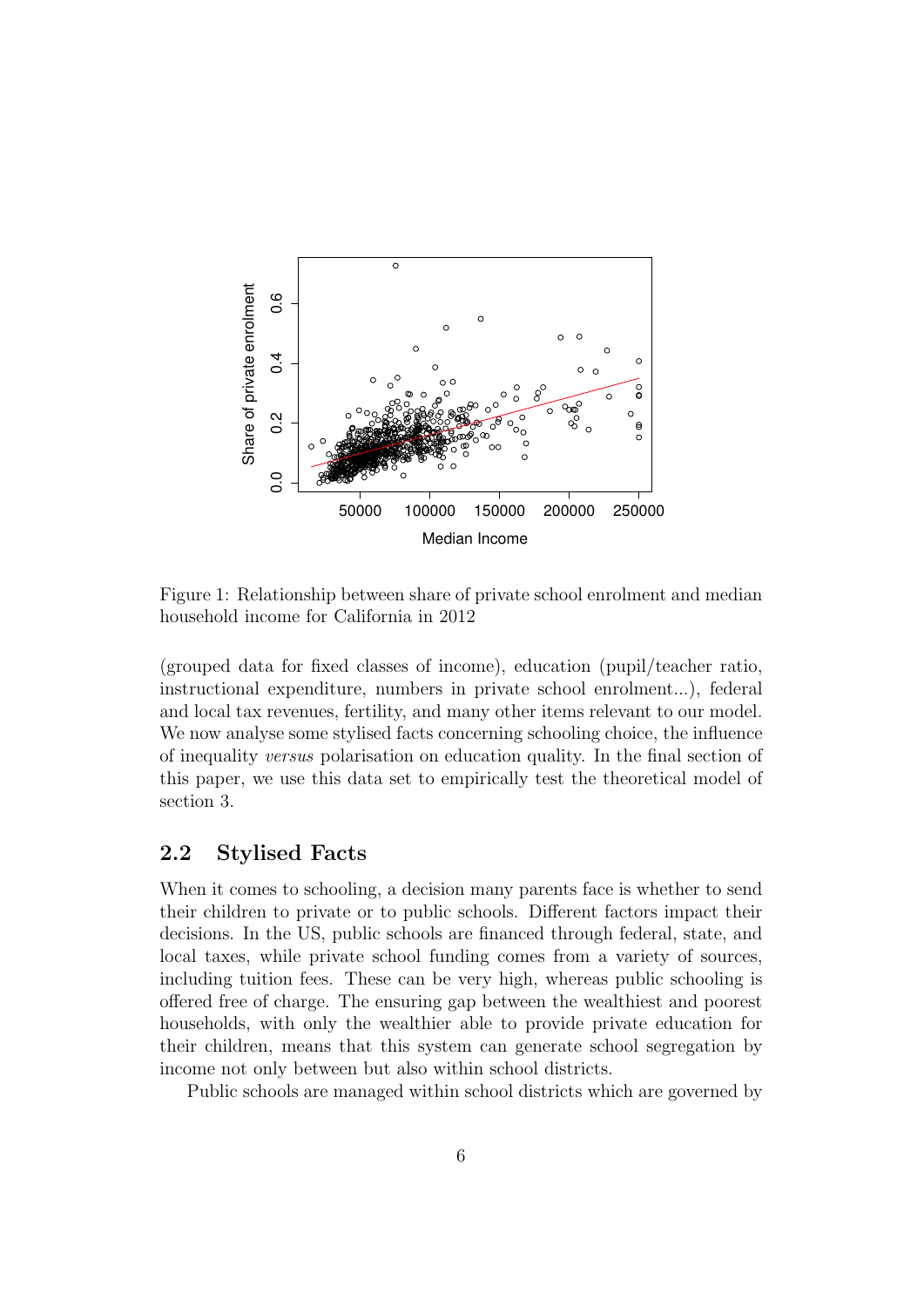Figure 1: Relationship between share of private school enrolment and median household income for California in 2012

(grouped data for fixed classes of income), education (pupil/teacher ratio, instructional expenditure, numbers in private school enrolment...), federal and local tax revenues, fertility, and many other items relevant to our model. We now analyse some stylised facts concerning schooling choice, the influence of inequality *versus* polarisation on education quality. In the final section of this paper, we use this data set to empirically test the theoretical model of section 3.

## 2.2 Stylised Facts

When it comes to schooling, a decision many parents face is whether to send their children to private or to public schools. Different factors impact their decisions. In the US, public schools are financed through federal, state, and local taxes, while private school funding comes from a variety of sources, including tuition fees. These can be very high, whereas public schooling is offered free of charge. The ensuring gap between the wealthiest and poorest households, with only the wealthier able to provide private education for their children, means that this system can generate school segregation by income not only between but also within school districts.

Public schools are managed within school districts which are governed by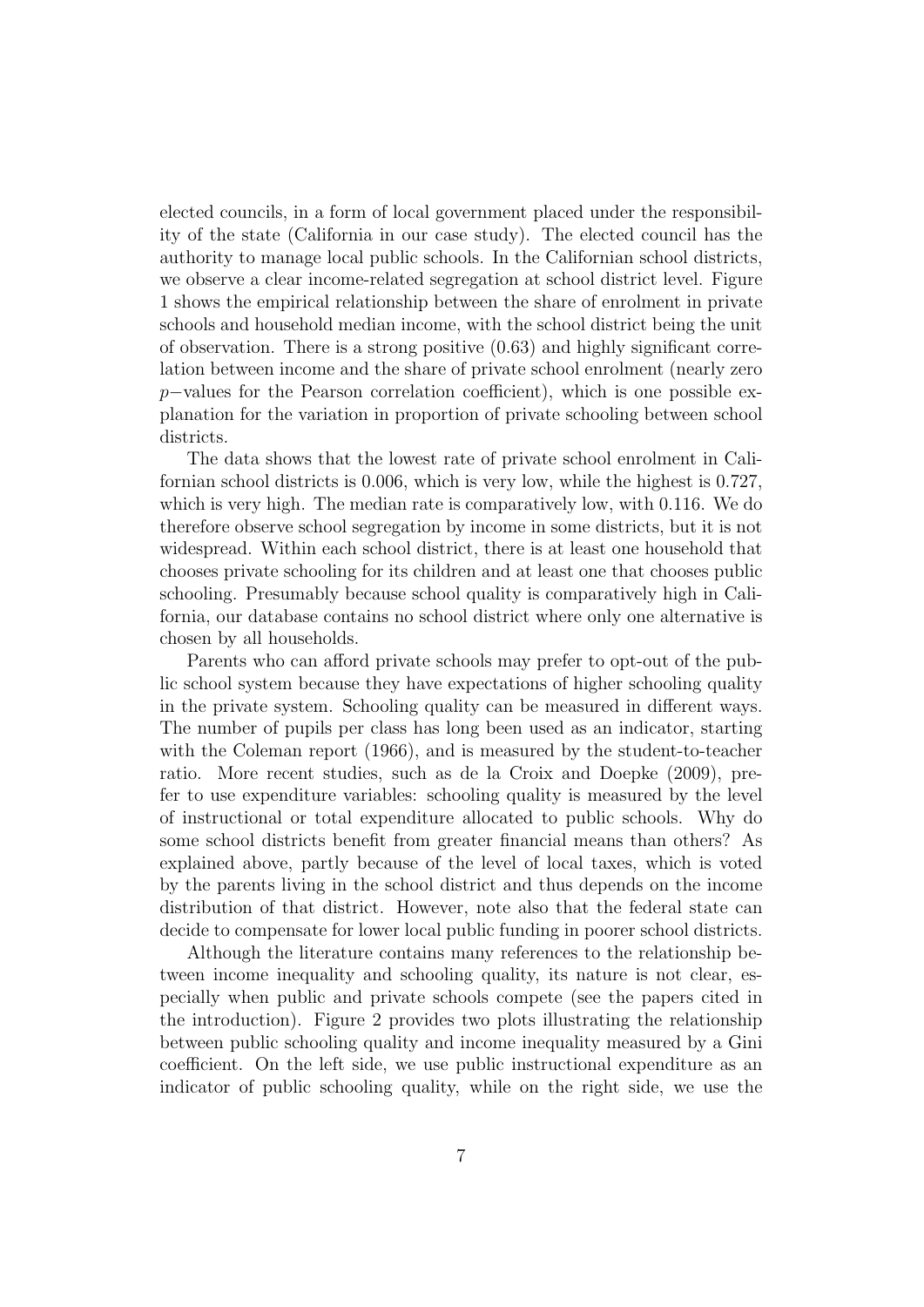elected councils, in a form of local government placed under the responsibility of the state (California in our case study). The elected council has the authority to manage local public schools. In the Californian school districts, we observe a clear income-related segregation at school district level. Figure 1 shows the empirical relationship between the share of enrolment in private schools and household median income, with the school district being the unit of observation. There is a strong positive (0.63) and highly significant correlation between income and the share of private school enrolment (nearly zero $p-$values for the Pearson correlation coefficient), which is one possible explanation for the variation in proportion of private schooling between school districts.

The data shows that the lowest rate of private school enrolment in Californian school districts is 0.006, which is very low, while the highest is 0.727, which is very high. The median rate is comparatively low, with 0.116. We do therefore observe school segregation by income in some districts, but it is not widespread. Within each school district, there is at least one household that chooses private schooling for its children and at least one that chooses public schooling. Presumably because school quality is comparatively high in California, our database contains no school district where only one alternative is chosen by all households.

Parents who can afford private schools may prefer to opt-out of the public school system because they have expectations of higher schooling quality in the private system. Schooling quality can be measured in different ways. The number of pupils per class has long been used as an indicator, starting with the Coleman report (1966), and is measured by the student-to-teacher ratio. More recent studies, such as de la Croix and Doepke (2009), prefer to use expenditure variables: schooling quality is measured by the level of instructional or total expenditure allocated to public schools. Why do some school districts benefit from greater financial means than others? As explained above, partly because of the level of local taxes, which is voted by the parents living in the school district and thus depends on the income distribution of that district. However, note also that the federal state can decide to compensate for lower local public funding in poorer school districts.

Although the literature contains many references to the relationship between income inequality and schooling quality, its nature is not clear, especially when public and private schools compete (see the papers cited in the introduction). Figure 2 provides two plots illustrating the relationship between public schooling quality and income inequality measured by a Gini coefficient. On the left side, we use public instructional expenditure as an indicator of public schooling quality, while on the right side, we use the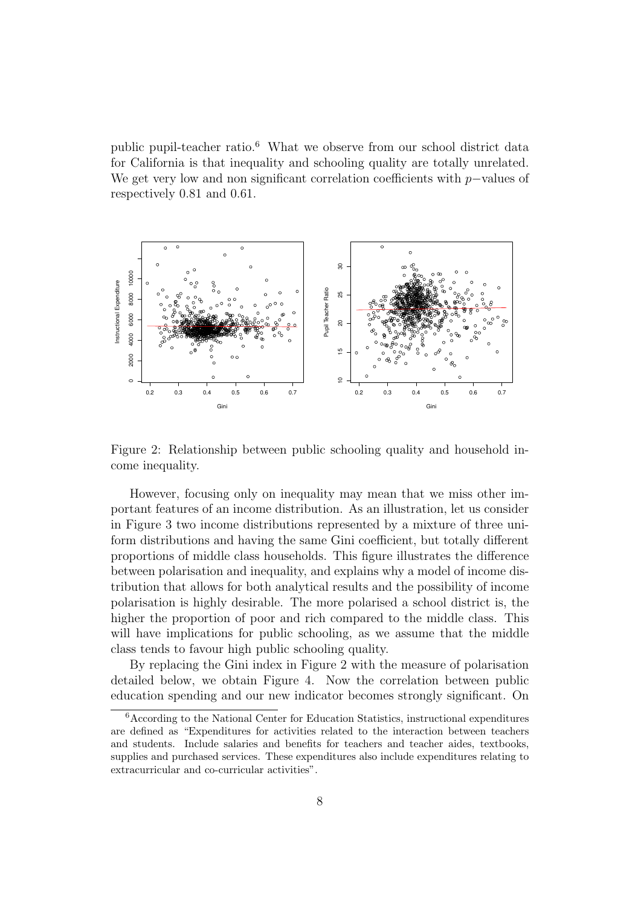public pupil-teacher ratio.[6] What we observe from our school district data for California is that inequality and schooling quality are totally unrelated. We get very low and non significant correlation coefficients with $p-$values of respectively 0.81 and 0.61.

Figure 2: Relationship between public schooling quality and household income inequality.

However, focusing only on inequality may mean that we miss other important features of an income distribution. As an illustration, let us consider in Figure 3 two income distributions represented by a mixture of three uniform distributions and having the same Gini coefficient, but totally different proportions of middle class households. This figure illustrates the difference between polarisation and inequality, and explains why a model of income distribution that allows for both analytical results and the possibility of income polarisation is highly desirable. The more polarised a school district is, the higher the proportion of poor and rich compared to the middle class. This will have implications for public schooling, as we assume that the middle class tends to favour high public schooling quality.

By replacing the Gini index in Figure 2 with the measure of polarisation detailed below, we obtain Figure 4. Now the correlation between public education spending and our new indicator becomes strongly significant. On

[6] According to the National Center for Education Statistics, instructional expenditures are defined as "Expenditures for activities related to the interaction between teachers and students. Include salaries and benefits for teachers and teacher aides, textbooks, supplies and purchased services. These expenditures also include expenditures relating to extracurricular and co-curricular activities".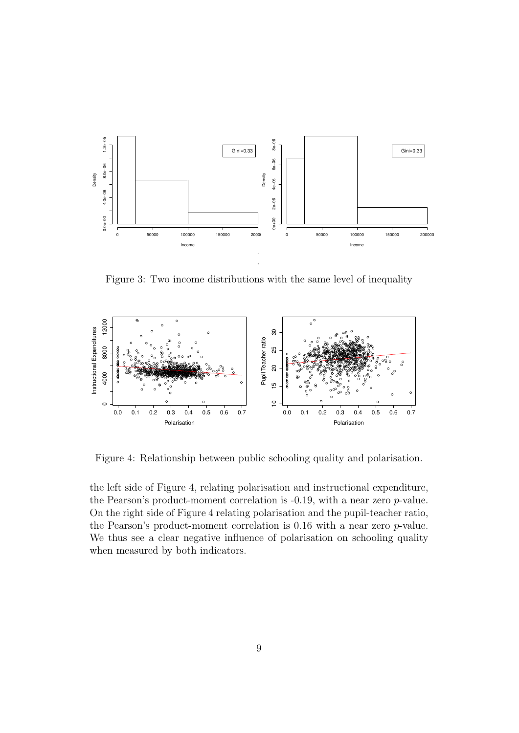Figure 3: Two income distributions with the same level of inequality

Figure 4: Relationship between public schooling quality and polarisation.

the left side of Figure 4, relating polarisation and instructional expenditure, the Pearson's product-moment correlation is -0.19, with a near zero $p$-value. On the right side of Figure 4 relating polarisation and the pupil-teacher ratio, the Pearson's product-moment correlation is 0.16 with a near zero $p$-value. We thus see a clear negative influence of polarisation on schooling quality when measured by both indicators.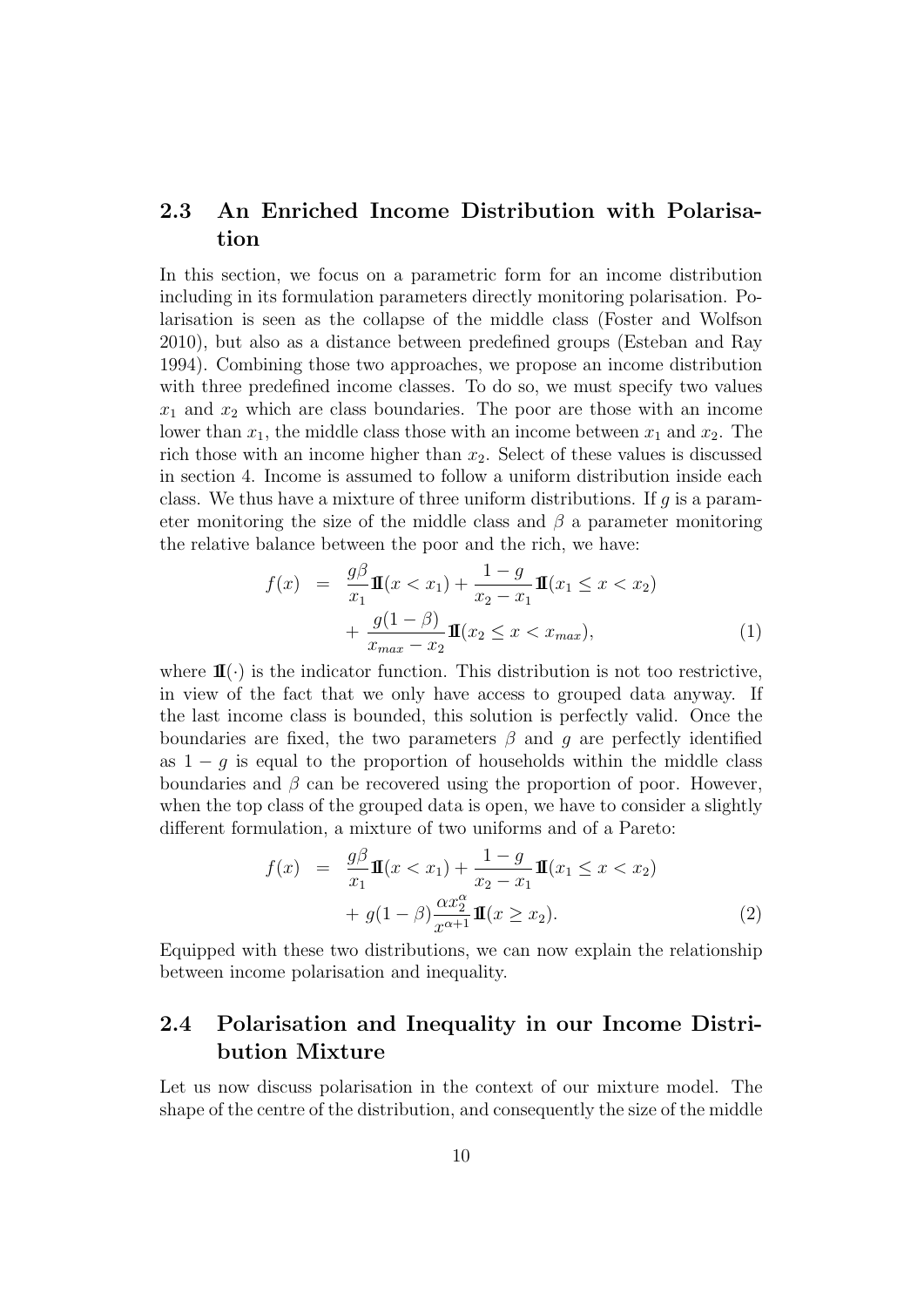## 2.3 An Enriched Income Distribution with Polarisation

In this section, we focus on a parametric form for an income distribution including in its formulation parameters directly monitoring polarisation. Polarisation is seen as the collapse of the middle class (Foster and Wolfson 2010), but also as a distance between predefined groups (Esteban and Ray 1994). Combining those two approaches, we propose an income distribution with three predefined income classes. To do so, we must specify two values $x_1$ and $x_2$ which are class boundaries. The poor are those with an income lower than $x_1$, the middle class those with an income between $x_1$ and $x_2$. The rich those with an income higher than $x_2$. Select of these values is discussed in section 4. Income is assumed to follow a uniform distribution inside each class. We thus have a mixture of three uniform distributions. If $g$ is a parameter monitoring the size of the middle class and $\beta$ a parameter monitoring the relative balance between the poor and the rich, we have:

$$
\begin{aligned}
f(x) &= \frac{g\beta}{x_1}\mathbb{I}(x < x_1) + \frac{1-g}{x_2 - x_1}\mathbb{I}(x_1 \leq x < x_2) \\
&\quad + \frac{g(1-\beta)}{x_{max} - x_2}\mathbb{I}(x_2 \leq x < x_{max}), \qquad (1)
\end{aligned}
$$

where $\mathbb{I}(\cdot)$ is the indicator function. This distribution is not too restrictive, in view of the fact that we only have access to grouped data anyway. If the last income class is bounded, this solution is perfectly valid. Once the boundaries are fixed, the two parameters $\beta$ and $g$ are perfectly identified as $1-g$ is equal to the proportion of households within the middle class boundaries and $\beta$ can be recovered using the proportion of poor. However, when the top class of the grouped data is open, we have to consider a slightly different formulation, a mixture of two uniforms and of a Pareto:

$$
\begin{aligned}
f(x) &= \frac{g\beta}{x_1}\mathbb{I}(x < x_1) + \frac{1-g}{x_2 - x_1}\mathbb{I}(x_1 \leq x < x_2) \\
&\quad + g(1-\beta)\frac{\alpha x_2^{\alpha}}{x^{\alpha+1}}\mathbb{I}(x \geq x_2). \qquad (2)
\end{aligned}
$$

Equipped with these two distributions, we can now explain the relationship between income polarisation and inequality.

## 2.4 Polarisation and Inequality in our Income Distribution Mixture

Let us now discuss polarisation in the context of our mixture model. The shape of the centre of the distribution, and consequently the size of the middle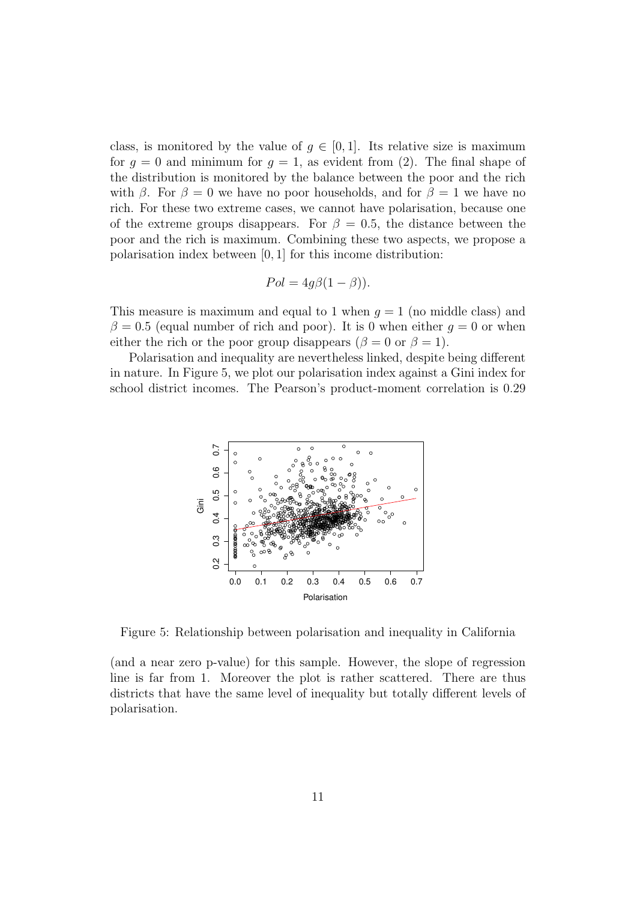class, is monitored by the value of $g \in [0, 1]$. Its relative size is maximum for $g = 0$ and minimum for $g = 1$, as evident from (2). The final shape of the distribution is monitored by the balance between the poor and the rich with $\beta$. For $\beta = 0$ we have no poor households, and for $\beta = 1$ we have no rich. For these two extreme cases, we cannot have polarisation, because one of the extreme groups disappears. For $\beta = 0.5$, the distance between the poor and the rich is maximum. Combining these two aspects, we propose a polarisation index between $[0, 1]$ for this income distribution:

$$Pol = 4g\beta(1 - \beta)).$$

This measure is maximum and equal to 1 when $g = 1$ (no middle class) and $\beta = 0.5$ (equal number of rich and poor). It is 0 when either $g = 0$ or when either the rich or the poor group disappears ($\beta = 0$ or $\beta = 1$).

Polarisation and inequality are nevertheless linked, despite being different in nature. In Figure 5, we plot our polarisation index against a Gini index for school district incomes. The Pearson's product-moment correlation is 0.29

Figure 5: Relationship between polarisation and inequality in California

(and a near zero p-value) for this sample. However, the slope of regression line is far from 1. Moreover the plot is rather scattered. There are thus districts that have the same level of inequality but totally different levels of polarisation.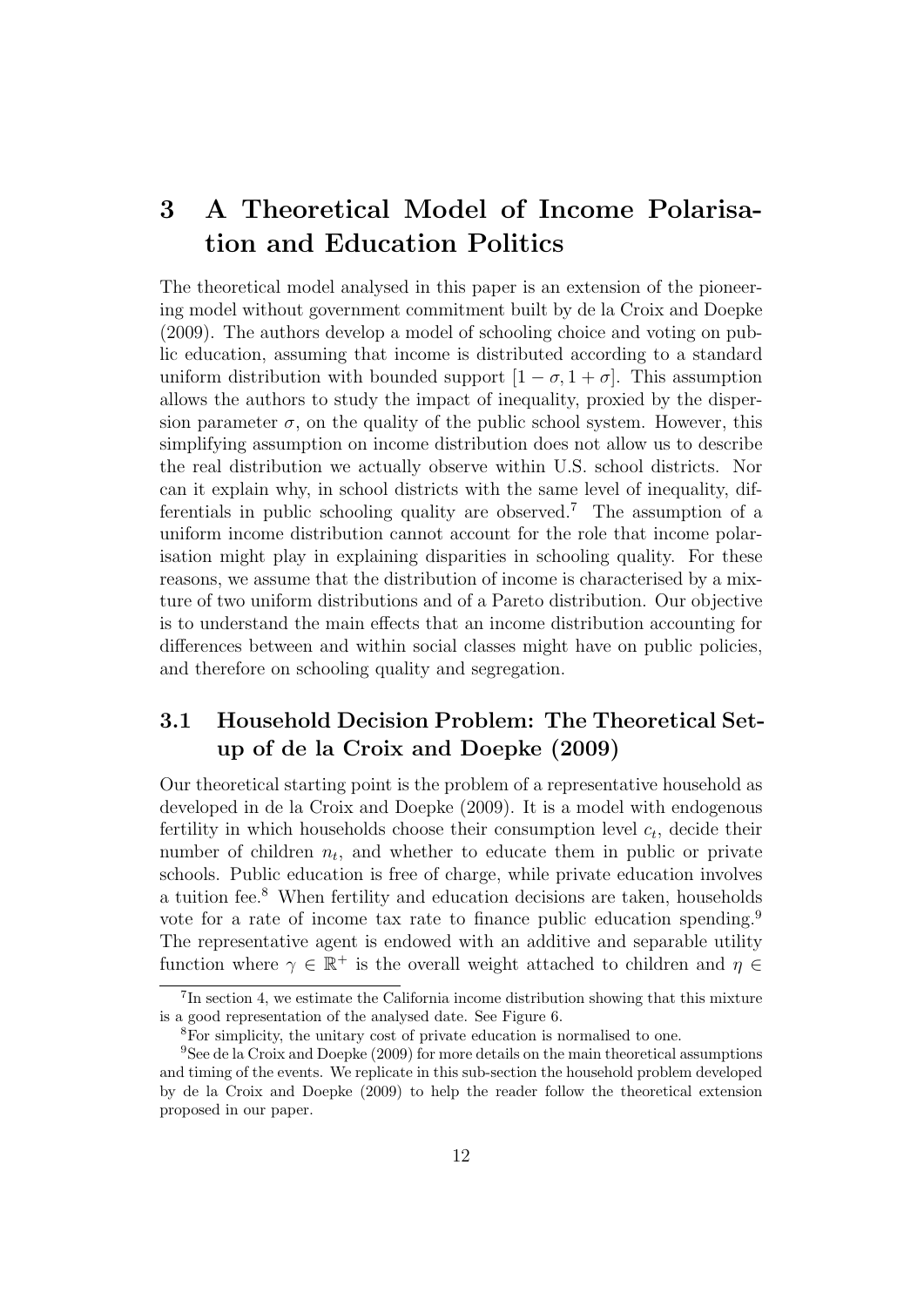# 3 A Theoretical Model of Income Polarisation and Education Politics

The theoretical model analysed in this paper is an extension of the pioneering model without government commitment built by de la Croix and Doepke (2009). The authors develop a model of schooling choice and voting on public education, assuming that income is distributed according to a standard uniform distribution with bounded support $[1 - \sigma, 1 + \sigma]$. This assumption allows the authors to study the impact of inequality, proxied by the dispersion parameter $\sigma$, on the quality of the public school system. However, this simplifying assumption on income distribution does not allow us to describe the real distribution we actually observe within U.S. school districts. Nor can it explain why, in school districts with the same level of inequality, differentials in public schooling quality are observed.[7] The assumption of a uniform income distribution cannot account for the role that income polarisation might play in explaining disparities in schooling quality. For these reasons, we assume that the distribution of income is characterised by a mixture of two uniform distributions and of a Pareto distribution. Our objective is to understand the main effects that an income distribution accounting for differences between and within social classes might have on public policies, and therefore on schooling quality and segregation.

## 3.1 Household Decision Problem: The Theoretical Set-up of de la Croix and Doepke (2009)

Our theoretical starting point is the problem of a representative household as developed in de la Croix and Doepke (2009). It is a model with endogenous fertility in which households choose their consumption level $c_t$, decide their number of children $n_t$, and whether to educate them in public or private schools. Public education is free of charge, while private education involves a tuition fee.[8] When fertility and education decisions are taken, households vote for a rate of income tax rate to finance public education spending.[9] The representative agent is endowed with an additive and separable utility function where $\gamma \in \mathbb{R}^+$ is the overall weight attached to children and $\eta \in$

[7] In section 4, we estimate the California income distribution showing that this mixture is a good representation of the analysed date. See Figure 6.

[8] For simplicity, the unitary cost of private education is normalised to one.

[9] See de la Croix and Doepke (2009) for more details on the main theoretical assumptions and timing of the events. We replicate in this sub-section the household problem developed by de la Croix and Doepke (2009) to help the reader follow the theoretical extension proposed in our paper.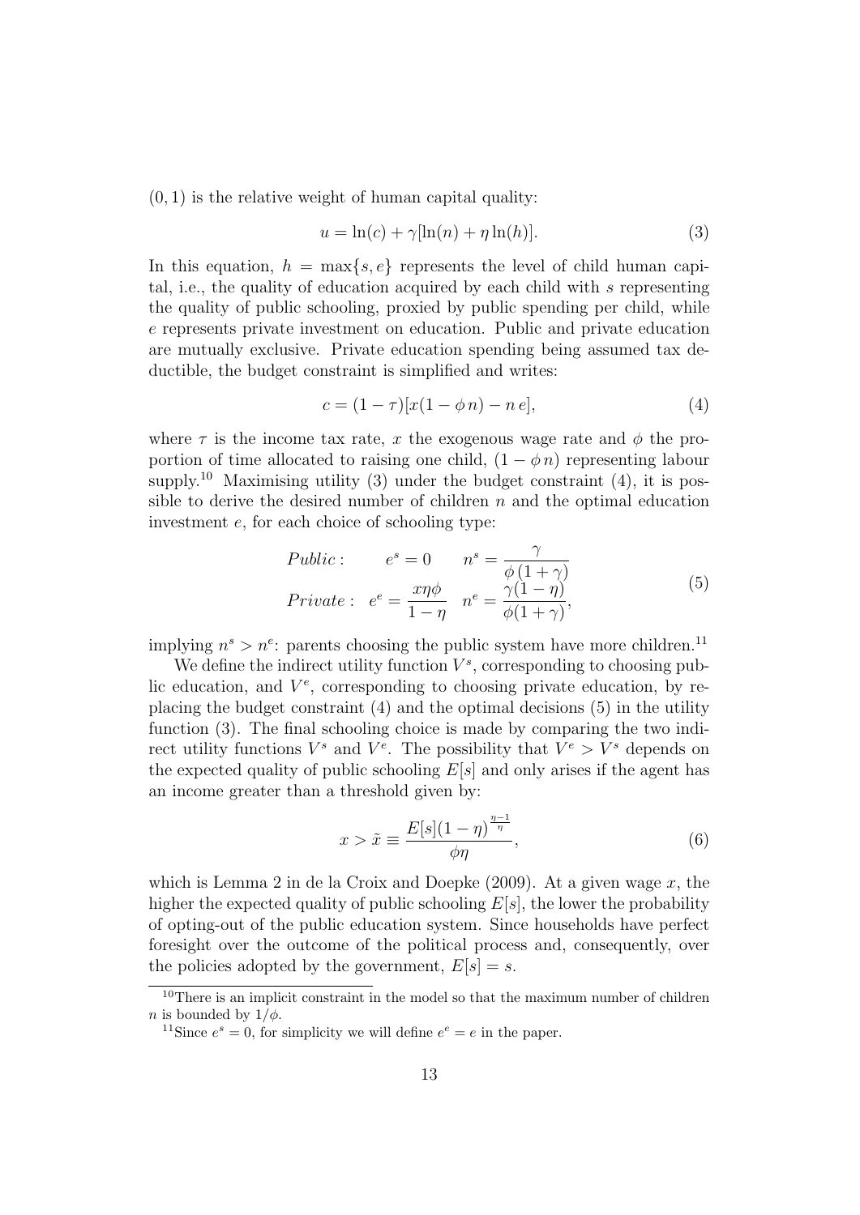$(0, 1)$ is the relative weight of human capital quality:

$$u = \ln(c) + \gamma[\ln(n) + \eta \ln(h)]. \tag{3}$$

In this equation, $h = \max\{s, e\}$ represents the level of child human capital, i.e., the quality of education acquired by each child with $s$ representing the quality of public schooling, proxied by public spending per child, while $e$ represents private investment on education. Public and private education are mutually exclusive. Private education spending being assumed tax deductible, the budget constraint is simplified and writes:

$$c = (1 - \tau)[x(1 - \phi\, n) - n\, e], \tag{4}$$

where $\tau$ is the income tax rate, $x$ the exogenous wage rate and $\phi$ the proportion of time allocated to raising one child, $(1 - \phi\, n)$ representing labour supply.[10] Maximising utility (3) under the budget constraint (4), it is possible to derive the desired number of children $n$ and the optimal education investment $e$, for each choice of schooling type:

$$\begin{aligned} Public: \quad & e^s = 0 \quad && n^s = \frac{\gamma}{\phi\,(1+\gamma)} \\ Private: \quad & e^e = \frac{x\eta\phi}{1-\eta} \quad && n^e = \frac{\gamma(1-\eta)}{\phi(1+\gamma)}, \end{aligned} \tag{5}$$

implying $n^s > n^e$: parents choosing the public system have more children.[11]

We define the indirect utility function $V^s$, corresponding to choosing public education, and $V^e$, corresponding to choosing private education, by replacing the budget constraint (4) and the optimal decisions (5) in the utility function (3). The final schooling choice is made by comparing the two indirect utility functions $V^s$ and $V^e$. The possibility that $V^e > V^s$ depends on the expected quality of public schooling $E[s]$ and only arises if the agent has an income greater than a threshold given by:

$$x > \tilde{x} \equiv \frac{E[s](1-\eta)^{\frac{\eta-1}{\eta}}}{\phi\eta}, \tag{6}$$

which is Lemma 2 in de la Croix and Doepke (2009). At a given wage $x$, the higher the expected quality of public schooling $E[s]$, the lower the probability of opting-out of the public education system. Since households have perfect foresight over the outcome of the political process and, consequently, over the policies adopted by the government, $E[s] = s$.

[10] There is an implicit constraint in the model so that the maximum number of children $n$ is bounded by $1/\phi$.

[11] Since $e^s = 0$, for simplicity we will define $e^e = e$ in the paper.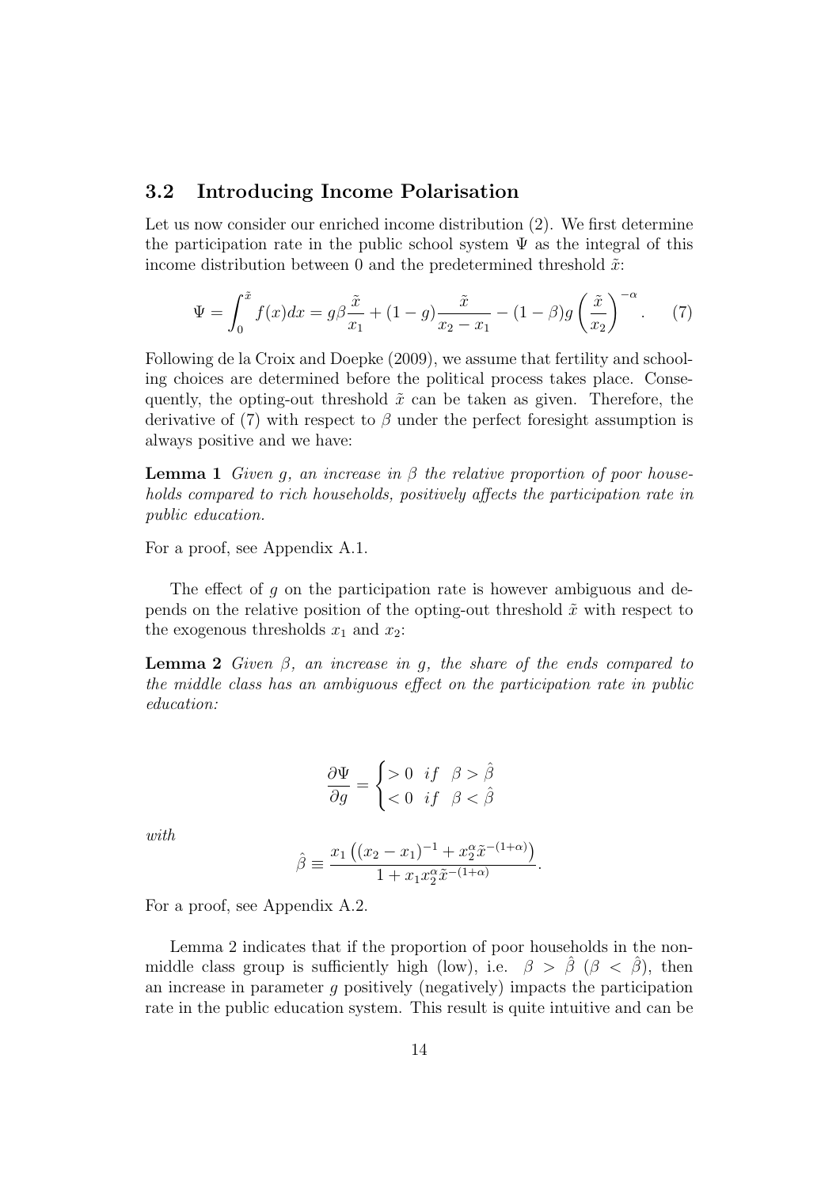### 3.2 Introducing Income Polarisation

Let us now consider our enriched income distribution (2). We first determine the participation rate in the public school system $\Psi$ as the integral of this income distribution between 0 and the predetermined threshold $\tilde{x}$:

$$\Psi = \int_0^{\tilde{x}} f(x)dx = g\beta\frac{\tilde{x}}{x_1} + (1-g)\frac{\tilde{x}}{x_2 - x_1} - (1-\beta)g\left(\frac{\tilde{x}}{x_2}\right)^{-\alpha}. \quad (7)$$

Following de la Croix and Doepke (2009), we assume that fertility and schooling choices are determined before the political process takes place. Consequently, the opting-out threshold $\tilde{x}$ can be taken as given. Therefore, the derivative of (7) with respect to $\beta$ under the perfect foresight assumption is always positive and we have:

**Lemma 1** *Given $g$, an increase in $\beta$ the relative proportion of poor households compared to rich households, positively affects the participation rate in public education.*

For a proof, see Appendix A.1.

The effect of $g$ on the participation rate is however ambiguous and depends on the relative position of the opting-out threshold $\tilde{x}$ with respect to the exogenous thresholds $x_1$ and $x_2$:

**Lemma 2** *Given $\beta$, an increase in $g$, the share of the ends compared to the middle class has an ambiguous effect on the participation rate in public education:*

$$\frac{\partial \Psi}{\partial g} = \begin{cases} > 0 & if \quad \beta > \hat{\beta} \\ < 0 & if \quad \beta < \hat{\beta} \end{cases}$$

*with*

$$\hat{\beta} \equiv \frac{x_1\left((x_2 - x_1)^{-1} + x_2^{\alpha}\tilde{x}^{-(1+\alpha)}\right)}{1 + x_1 x_2^{\alpha}\tilde{x}^{-(1+\alpha)}}.$$

For a proof, see Appendix A.2.

Lemma 2 indicates that if the proportion of poor households in the non-middle class group is sufficiently high (low), i.e. $\beta > \hat{\beta}$ ($\beta < \hat{\beta}$), then an increase in parameter $g$ positively (negatively) impacts the participation rate in the public education system. This result is quite intuitive and can be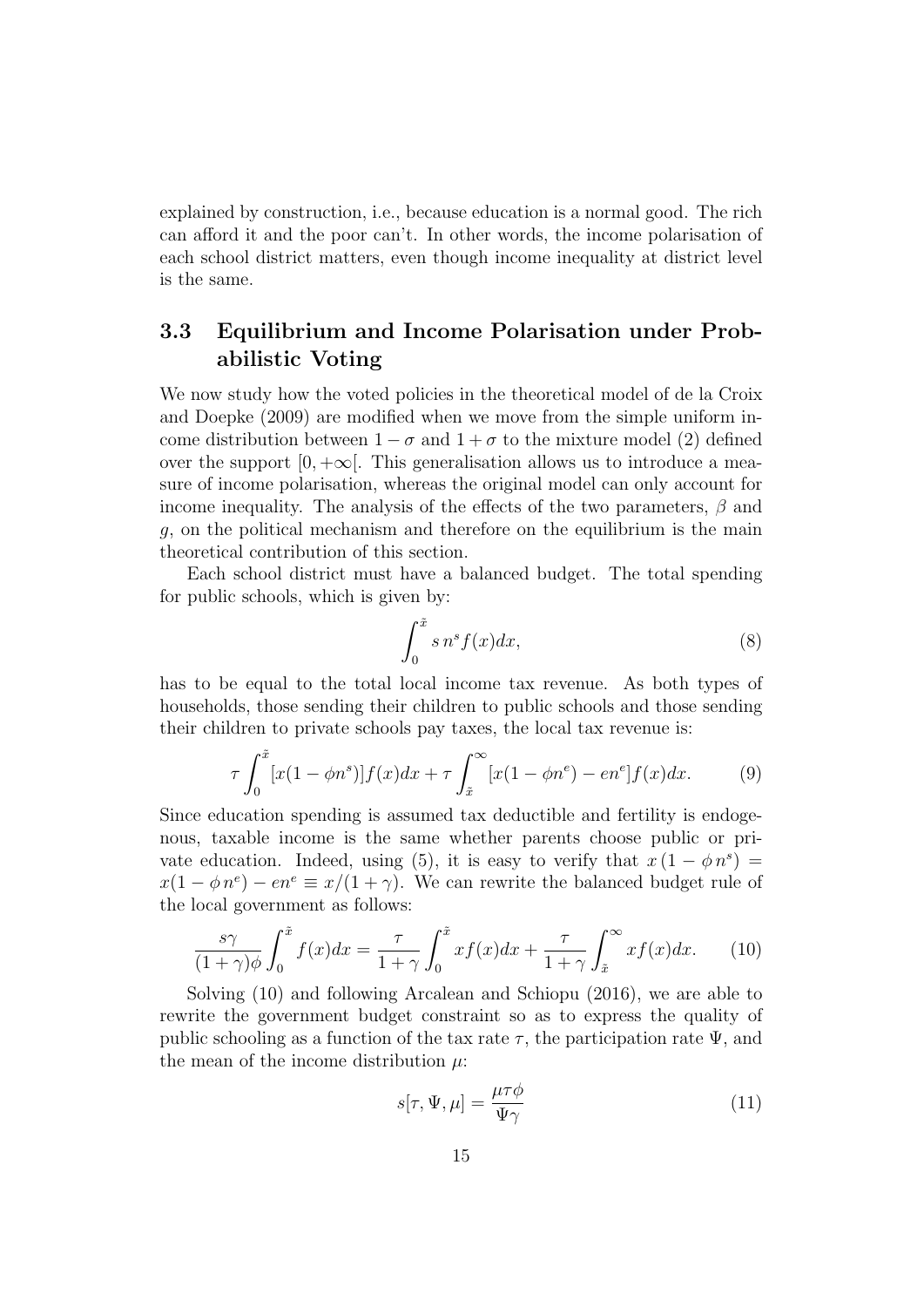explained by construction, i.e., because education is a normal good. The rich can afford it and the poor can't. In other words, the income polarisation of each school district matters, even though income inequality at district level is the same.

### 3.3 Equilibrium and Income Polarisation under Probabilistic Voting

We now study how the voted policies in the theoretical model of de la Croix and Doepke (2009) are modified when we move from the simple uniform income distribution between $1-\sigma$ and $1+\sigma$ to the mixture model (2) defined over the support $[0,+\infty[$. This generalisation allows us to introduce a measure of income polarisation, whereas the original model can only account for income inequality. The analysis of the effects of the two parameters, $\beta$ and $g$, on the political mechanism and therefore on the equilibrium is the main theoretical contribution of this section.

Each school district must have a balanced budget. The total spending for public schools, which is given by:

$$\int_0^{\tilde{x}} s\, n^s f(x)dx, \tag{8}$$

has to be equal to the total local income tax revenue. As both types of households, those sending their children to public schools and those sending their children to private schools pay taxes, the local tax revenue is:

$$\tau \int_0^{\tilde{x}} [x(1-\phi n^s)]f(x)dx + \tau \int_{\tilde{x}}^{\infty} [x(1-\phi n^e) - en^e]f(x)dx. \tag{9}$$

Since education spending is assumed tax deductible and fertility is endogenous, taxable income is the same whether parents choose public or private education. Indeed, using (5), it is easy to verify that $x\,(1-\phi\, n^s) = x(1-\phi\, n^e) - en^e \equiv x/(1+\gamma)$. We can rewrite the balanced budget rule of the local government as follows:

$$\frac{s\gamma}{(1+\gamma)\phi}\int_0^{\tilde{x}} f(x)dx = \frac{\tau}{1+\gamma}\int_0^{\tilde{x}} xf(x)dx + \frac{\tau}{1+\gamma}\int_{\tilde{x}}^{\infty} xf(x)dx. \tag{10}$$

Solving (10) and following Arcalean and Schiopu (2016), we are able to rewrite the government budget constraint so as to express the quality of public schooling as a function of the tax rate $\tau$, the participation rate $\Psi$, and the mean of the income distribution $\mu$:

$$s[\tau, \Psi, \mu] = \frac{\mu\tau\phi}{\Psi\gamma} \tag{11}$$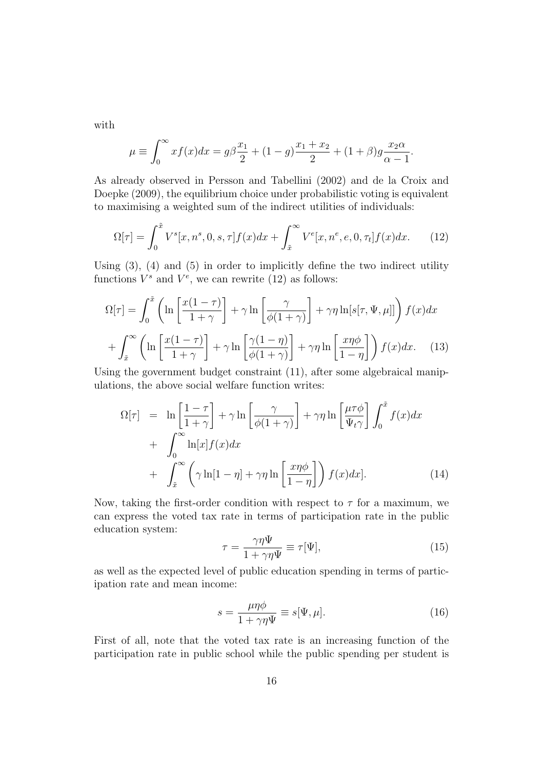with

$$\mu \equiv \int_0^\infty x f(x)dx = g\beta\frac{x_1}{2} + (1-g)\frac{x_1+x_2}{2} + (1+\beta)g\frac{x_2\alpha}{\alpha-1}.$$

As already observed in Persson and Tabellini (2002) and de la Croix and Doepke (2009), the equilibrium choice under probabilistic voting is equivalent to maximising a weighted sum of the indirect utilities of individuals:

$$\Omega[\tau] = \int_0^{\tilde{x}} V^s[x, n^s, 0, s, \tau]f(x)dx + \int_{\tilde{x}}^\infty V^e[x, n^e, e, 0, \tau_t]f(x)dx. \qquad (12)$$

Using (3), (4) and (5) in order to implicitly define the two indirect utility functions $V^s$ and $V^e$, we can rewrite (12) as follows:

$$\Omega[\tau] = \int_0^{\tilde{x}} \left(\ln\left[\frac{x(1-\tau)}{1+\gamma}\right] + \gamma\ln\left[\frac{\gamma}{\phi(1+\gamma)}\right] + \gamma\eta\ln[s[\tau,\Psi,\mu]]\right)f(x)dx$$
$$+ \int_{\tilde{x}}^\infty \left(\ln\left[\frac{x(1-\tau)}{1+\gamma}\right] + \gamma\ln\left[\frac{\gamma(1-\eta)}{\phi(1+\gamma)}\right] + \gamma\eta\ln\left[\frac{x\eta\phi}{1-\eta}\right]\right)f(x)dx. \qquad (13)$$

Using the government budget constraint (11), after some algebraical manipulations, the above social welfare function writes:

$$\begin{aligned}
\Omega[\tau] &= \ln\left[\frac{1-\tau}{1+\gamma}\right] + \gamma\ln\left[\frac{\gamma}{\phi(1+\gamma)}\right] + \gamma\eta\ln\left[\frac{\mu\tau\phi}{\Psi_t\gamma}\right]\int_0^{\tilde{x}} f(x)dx \\
&+ \int_0^\infty \ln[x]f(x)dx \\
&+ \int_{\tilde{x}}^\infty \left(\gamma\ln[1-\eta] + \gamma\eta\ln\left[\frac{x\eta\phi}{1-\eta}\right]\right)f(x)dx]. \qquad (14)
\end{aligned}$$

Now, taking the first-order condition with respect to $\tau$ for a maximum, we can express the voted tax rate in terms of participation rate in the public education system:

$$\tau = \frac{\gamma\eta\Psi}{1+\gamma\eta\Psi} \equiv \tau[\Psi], \qquad (15)$$

as well as the expected level of public education spending in terms of participation rate and mean income:

$$s = \frac{\mu\eta\phi}{1+\gamma\eta\Psi} \equiv s[\Psi,\mu]. \qquad (16)$$

First of all, note that the voted tax rate is an increasing function of the participation rate in public school while the public spending per student is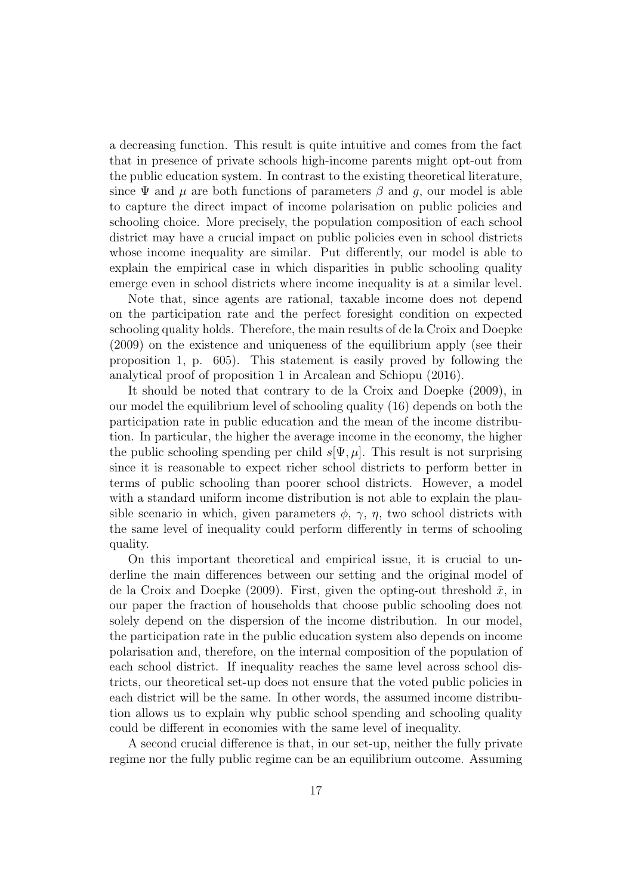a decreasing function. This result is quite intuitive and comes from the fact that in presence of private schools high-income parents might opt-out from the public education system. In contrast to the existing theoretical literature, since $\Psi$ and $\mu$ are both functions of parameters $\beta$ and $g$, our model is able to capture the direct impact of income polarisation on public policies and schooling choice. More precisely, the population composition of each school district may have a crucial impact on public policies even in school districts whose income inequality are similar. Put differently, our model is able to explain the empirical case in which disparities in public schooling quality emerge even in school districts where income inequality is at a similar level.

Note that, since agents are rational, taxable income does not depend on the participation rate and the perfect foresight condition on expected schooling quality holds. Therefore, the main results of de la Croix and Doepke (2009) on the existence and uniqueness of the equilibrium apply (see their proposition 1, p. 605). This statement is easily proved by following the analytical proof of proposition 1 in Arcalean and Schiopu (2016).

It should be noted that contrary to de la Croix and Doepke (2009), in our model the equilibrium level of schooling quality (16) depends on both the participation rate in public education and the mean of the income distribution. In particular, the higher the average income in the economy, the higher the public schooling spending per child $s[\Psi, \mu]$. This result is not surprising since it is reasonable to expect richer school districts to perform better in terms of public schooling than poorer school districts. However, a model with a standard uniform income distribution is not able to explain the plausible scenario in which, given parameters $\phi$, $\gamma$, $\eta$, two school districts with the same level of inequality could perform differently in terms of schooling quality.

On this important theoretical and empirical issue, it is crucial to underline the main differences between our setting and the original model of de la Croix and Doepke (2009). First, given the opting-out threshold $\tilde{x}$, in our paper the fraction of households that choose public schooling does not solely depend on the dispersion of the income distribution. In our model, the participation rate in the public education system also depends on income polarisation and, therefore, on the internal composition of the population of each school district. If inequality reaches the same level across school districts, our theoretical set-up does not ensure that the voted public policies in each district will be the same. In other words, the assumed income distribution allows us to explain why public school spending and schooling quality could be different in economies with the same level of inequality.

A second crucial difference is that, in our set-up, neither the fully private regime nor the fully public regime can be an equilibrium outcome. Assuming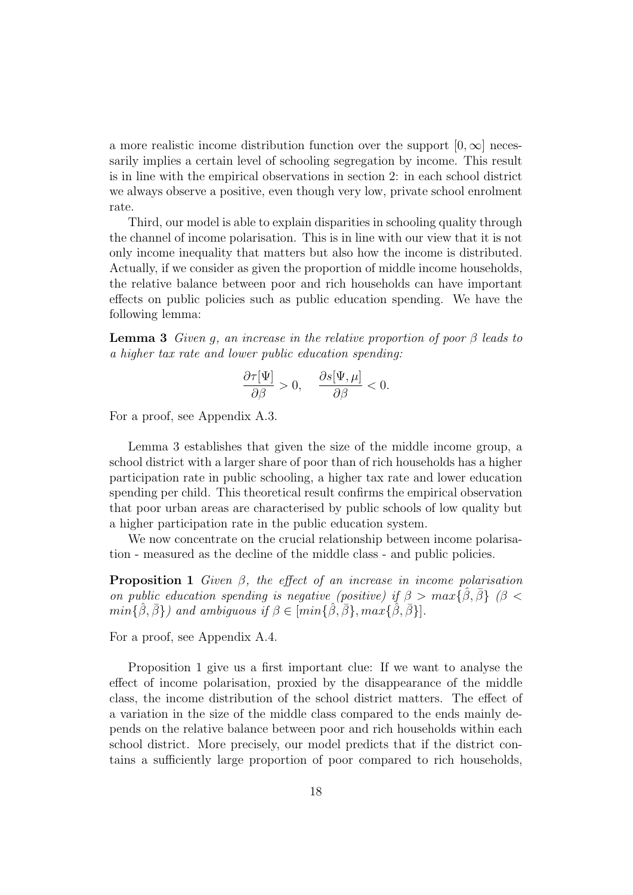a more realistic income distribution function over the support $[0, \infty]$ necessarily implies a certain level of schooling segregation by income. This result is in line with the empirical observations in section 2: in each school district we always observe a positive, even though very low, private school enrolment rate.

Third, our model is able to explain disparities in schooling quality through the channel of income polarisation. This is in line with our view that it is not only income inequality that matters but also how the income is distributed. Actually, if we consider as given the proportion of middle income households, the relative balance between poor and rich households can have important effects on public policies such as public education spending. We have the following lemma:

**Lemma 3** *Given $g$, an increase in the relative proportion of poor $\beta$ leads to a higher tax rate and lower public education spending:*

$$\frac{\partial \tau[\Psi]}{\partial \beta} > 0, \quad \frac{\partial s[\Psi, \mu]}{\partial \beta} < 0.$$

For a proof, see Appendix A.3.

Lemma 3 establishes that given the size of the middle income group, a school district with a larger share of poor than of rich households has a higher participation rate in public schooling, a higher tax rate and lower education spending per child. This theoretical result confirms the empirical observation that poor urban areas are characterised by public schools of low quality but a higher participation rate in the public education system.

We now concentrate on the crucial relationship between income polarisation - measured as the decline of the middle class - and public policies.

**Proposition 1** *Given $\beta$, the effect of an increase in income polarisation on public education spending is negative (positive) if $\beta > max\{\hat{\beta}, \bar{\beta}\}$ ($\beta < min\{\hat{\beta}, \bar{\beta}\}$) and ambiguous if $\beta \in [min\{\hat{\beta}, \bar{\beta}\}, max\{\hat{\beta}, \bar{\beta}\}]$.*

For a proof, see Appendix A.4.

Proposition 1 give us a first important clue: If we want to analyse the effect of income polarisation, proxied by the disappearance of the middle class, the income distribution of the school district matters. The effect of a variation in the size of the middle class compared to the ends mainly depends on the relative balance between poor and rich households within each school district. More precisely, our model predicts that if the district contains a sufficiently large proportion of poor compared to rich households,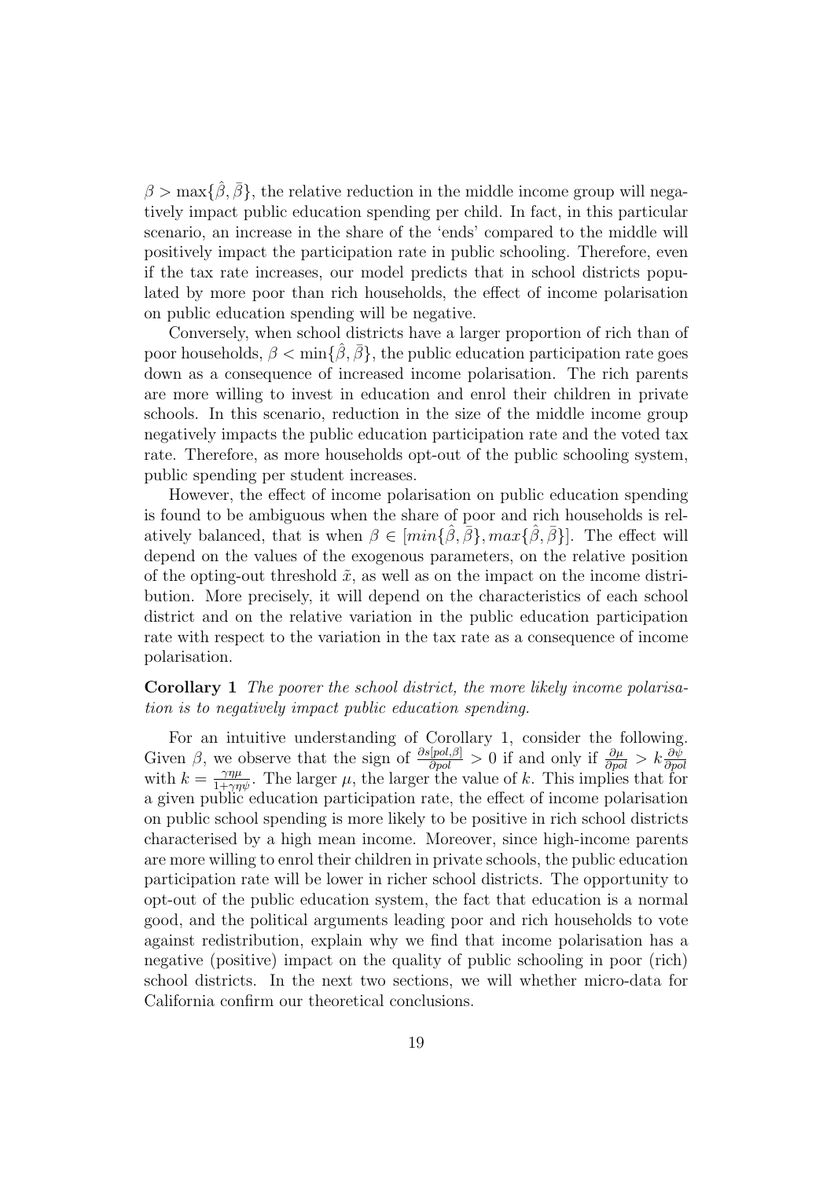$\beta > \max\{\hat{\beta}, \bar{\beta}\}$, the relative reduction in the middle income group will negatively impact public education spending per child. In fact, in this particular scenario, an increase in the share of the 'ends' compared to the middle will positively impact the participation rate in public schooling. Therefore, even if the tax rate increases, our model predicts that in school districts populated by more poor than rich households, the effect of income polarisation on public education spending will be negative.

Conversely, when school districts have a larger proportion of rich than of poor households, $\beta < \min\{\hat{\beta}, \bar{\beta}\}$, the public education participation rate goes down as a consequence of increased income polarisation. The rich parents are more willing to invest in education and enrol their children in private schools. In this scenario, reduction in the size of the middle income group negatively impacts the public education participation rate and the voted tax rate. Therefore, as more households opt-out of the public schooling system, public spending per student increases.

However, the effect of income polarisation on public education spending is found to be ambiguous when the share of poor and rich households is relatively balanced, that is when $\beta \in [min\{\hat{\beta}, \bar{\beta}\}, max\{\hat{\beta}, \bar{\beta}\}]$. The effect will depend on the values of the exogenous parameters, on the relative position of the opting-out threshold $\tilde{x}$, as well as on the impact on the income distribution. More precisely, it will depend on the characteristics of each school district and on the relative variation in the public education participation rate with respect to the variation in the tax rate as a consequence of income polarisation.

**Corollary 1** *The poorer the school district, the more likely income polarisation is to negatively impact public education spending.*

For an intuitive understanding of Corollary 1, consider the following. Given $\beta$, we observe that the sign of $\frac{\partial s[pol,\beta]}{\partial pol} > 0$ if and only if $\frac{\partial \mu}{\partial pol} > k \frac{\partial \psi}{\partial pol}$ with $k = \frac{\gamma \eta \mu}{1+\gamma \eta \psi}$. The larger $\mu$, the larger the value of $k$. This implies that for a given public education participation rate, the effect of income polarisation on public school spending is more likely to be positive in rich school districts characterised by a high mean income. Moreover, since high-income parents are more willing to enrol their children in private schools, the public education participation rate will be lower in richer school districts. The opportunity to opt-out of the public education system, the fact that education is a normal good, and the political arguments leading poor and rich households to vote against redistribution, explain why we find that income polarisation has a negative (positive) impact on the quality of public schooling in poor (rich) school districts. In the next two sections, we will whether micro-data for California confirm our theoretical conclusions.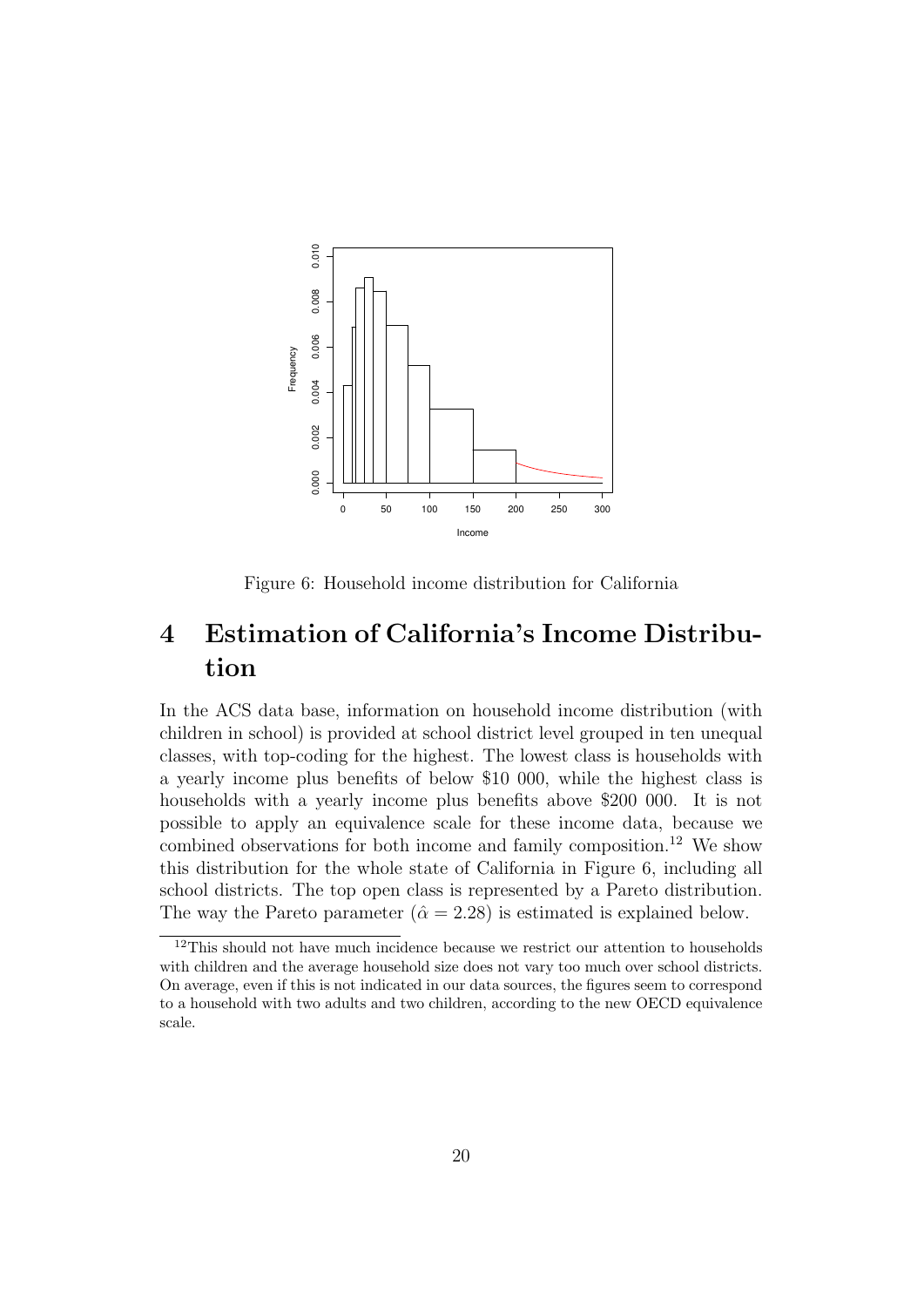Figure 6: Household income distribution for California

# 4 Estimation of California's Income Distribution

In the ACS data base, information on household income distribution (with children in school) is provided at school district level grouped in ten unequal classes, with top-coding for the highest. The lowest class is households with a yearly income plus benefits of below \$10 000, while the highest class is households with a yearly income plus benefits above \$200 000. It is not possible to apply an equivalence scale for these income data, because we combined observations for both income and family composition.[12] We show this distribution for the whole state of California in Figure 6, including all school districts. The top open class is represented by a Pareto distribution. The way the Pareto parameter ($\hat{\alpha} = 2.28$) is estimated is explained below.

[12] This should not have much incidence because we restrict our attention to households with children and the average household size does not vary too much over school districts. On average, even if this is not indicated in our data sources, the figures seem to correspond to a household with two adults and two children, according to the new OECD equivalence scale.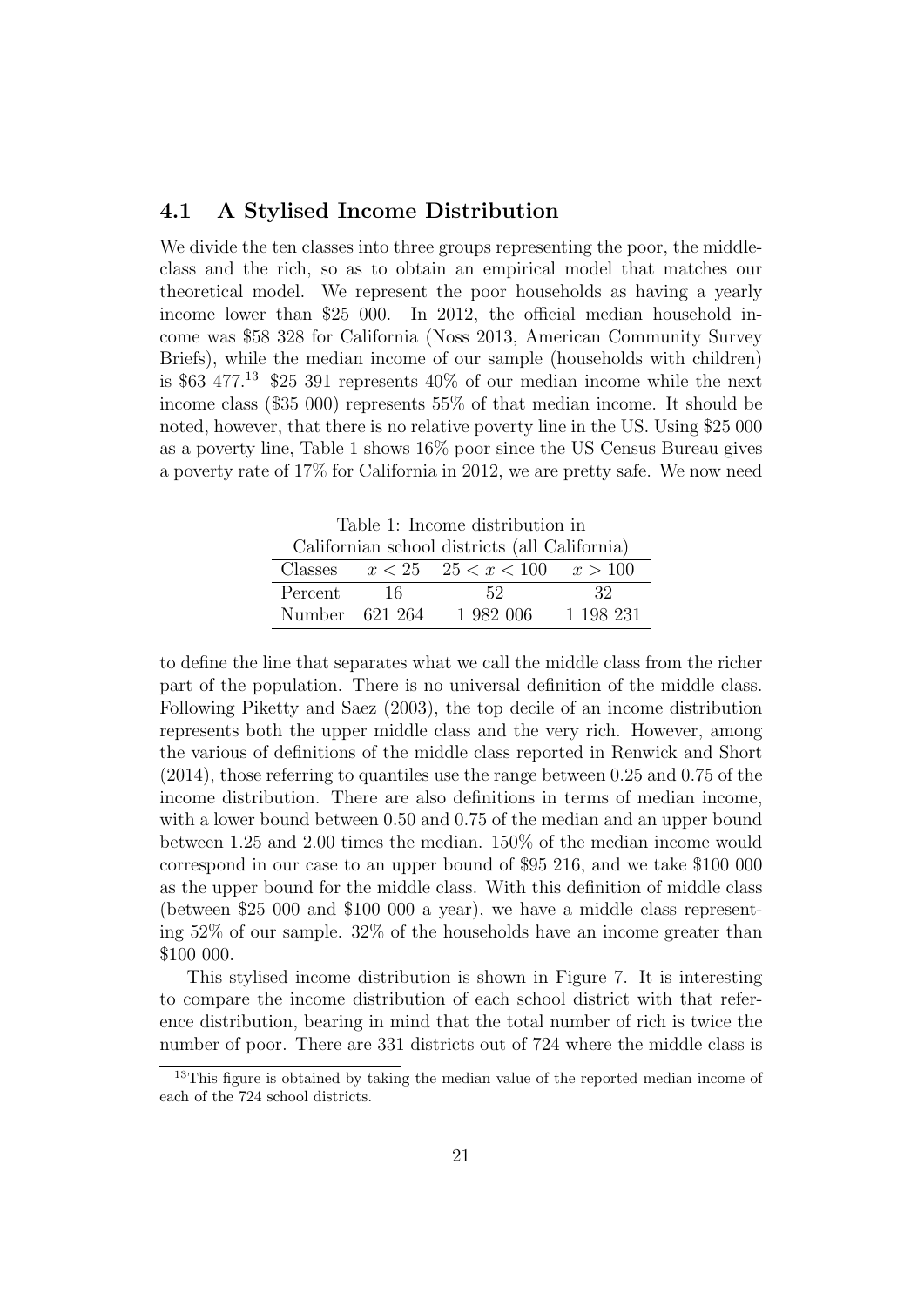## 4.1 A Stylised Income Distribution

We divide the ten classes into three groups representing the poor, the middle-class and the rich, so as to obtain an empirical model that matches our theoretical model. We represent the poor households as having a yearly income lower than \$25 000. In 2012, the official median household income was \$58 328 for California (Noss 2013, American Community Survey Briefs), while the median income of our sample (households with children) is \$63 477.[13] \$25 391 represents 40% of our median income while the next income class (\$35 000) represents 55% of that median income. It should be noted, however, that there is no relative poverty line in the US. Using \$25 000 as a poverty line, Table 1 shows 16% poor since the US Census Bureau gives a poverty rate of 17% for California in 2012, we are pretty safe. We now need to define the line that separates what we call the middle class from the richer part of the population. There is no universal definition of the middle class. Following Piketty and Saez (2003), the top decile of an income distribution represents both the upper middle class and the very rich. However, among the various of definitions of the middle class reported in Renwick and Short (2014), those referring to quantiles use the range between 0.25 and 0.75 of the income distribution. There are also definitions in terms of median income, with a lower bound between 0.50 and 0.75 of the median and an upper bound between 1.25 and 2.00 times the median. 150% of the median income would correspond in our case to an upper bound of \$95 216, and we take \$100 000 as the upper bound for the middle class. With this definition of middle class (between \$25 000 and \$100 000 a year), we have a middle class representing 52% of our sample. 32% of the households have an income greater than \$100 000.

Table 1: Income distribution in Californian school districts (all California)

| Classes | $x < 25$ | $25 < x < 100$ | $x > 100$ |
|---|---|---|---|
| Percent | 16 | 52 | 32 |
| Number | 621 264 | 1 982 006 | 1 198 231 |

This stylised income distribution is shown in Figure 7. It is interesting to compare the income distribution of each school district with that reference distribution, bearing in mind that the total number of rich is twice the number of poor. There are 331 districts out of 724 where the middle class is

[13] This figure is obtained by taking the median value of the reported median income of each of the 724 school districts.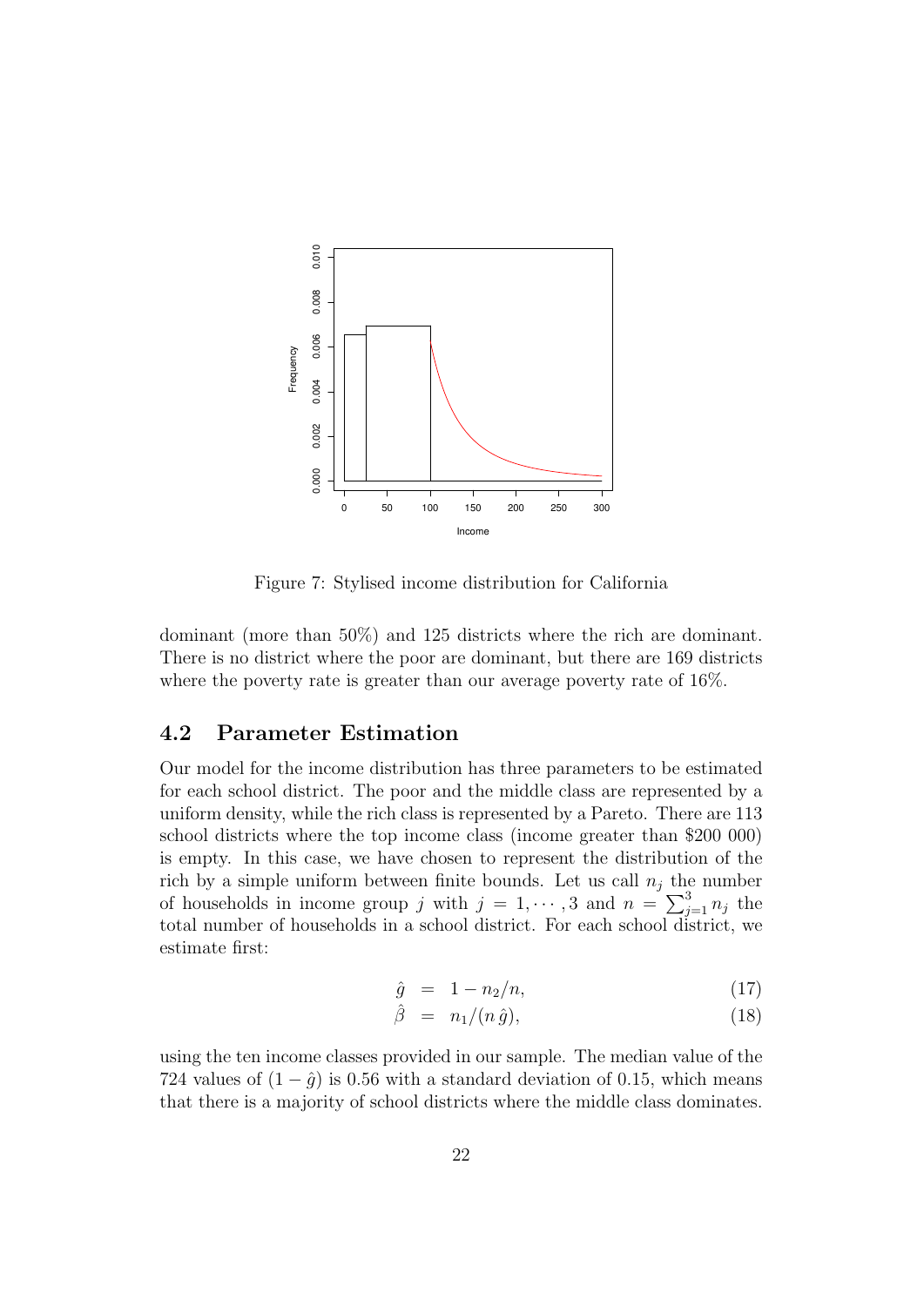Figure 7: Stylised income distribution for California

dominant (more than 50%) and 125 districts where the rich are dominant. There is no district where the poor are dominant, but there are 169 districts where the poverty rate is greater than our average poverty rate of 16%.

## 4.2 Parameter Estimation

Our model for the income distribution has three parameters to be estimated for each school district. The poor and the middle class are represented by a uniform density, while the rich class is represented by a Pareto. There are 113 school districts where the top income class (income greater than \$200 000) is empty. In this case, we have chosen to represent the distribution of the rich by a simple uniform between finite bounds. Let us call $n_j$ the number of households in income group $j$ with $j = 1, \cdots, 3$ and $n = \sum_{j=1}^{3} n_j$ the total number of households in a school district. For each school district, we estimate first:

$$\hat{g} = 1 - n_2/n, \tag{17}$$

$$\hat{\beta} = n_1/(n\,\hat{g}), \tag{18}$$

using the ten income classes provided in our sample. The median value of the 724 values of $(1 - \hat{g})$ is 0.56 with a standard deviation of 0.15, which means that there is a majority of school districts where the middle class dominates.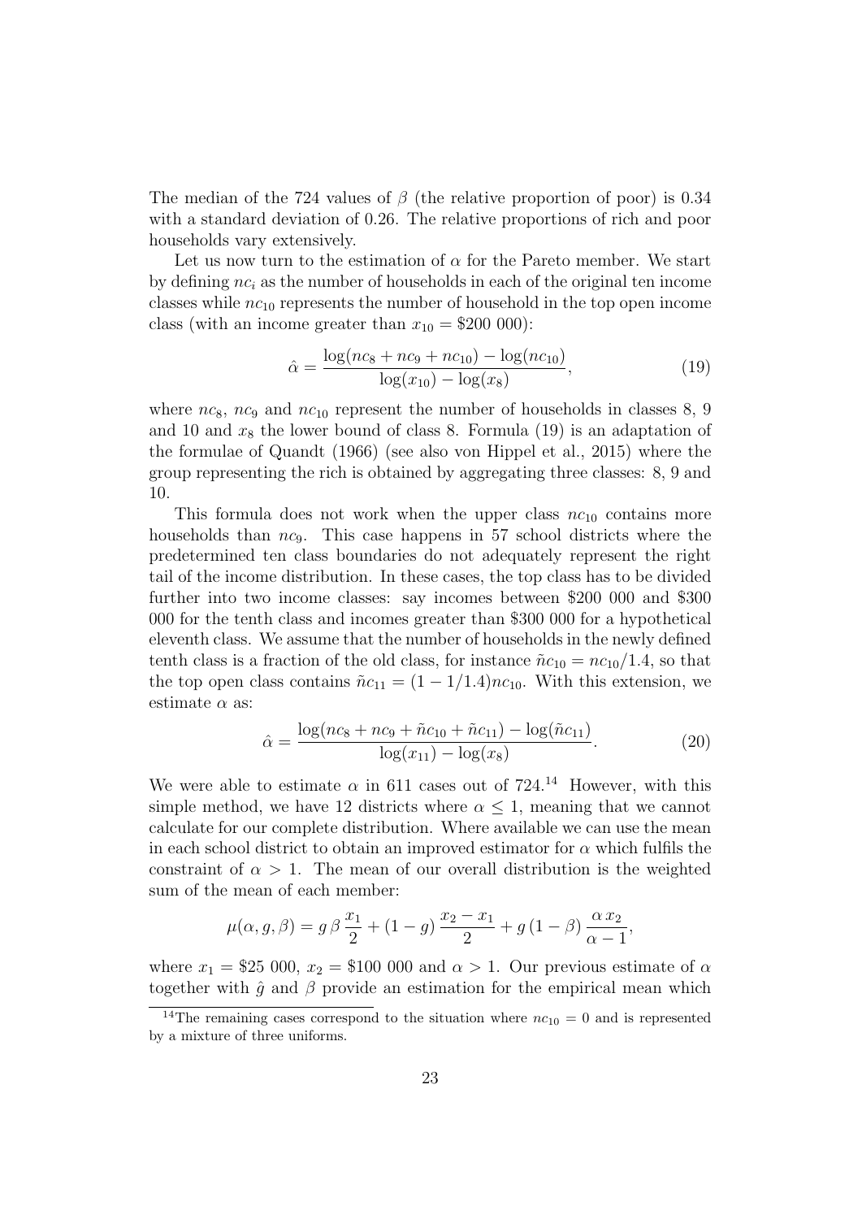The median of the 724 values of $\beta$ (the relative proportion of poor) is 0.34 with a standard deviation of 0.26. The relative proportions of rich and poor households vary extensively.

Let us now turn to the estimation of $\alpha$ for the Pareto member. We start by defining $nc_i$ as the number of households in each of the original ten income classes while $nc_{10}$ represents the number of household in the top open income class (with an income greater than $x_{10} =$ \$200 000):

$$\hat{\alpha} = \frac{\log(nc_8 + nc_9 + nc_{10}) - \log(nc_{10})}{\log(x_{10}) - \log(x_8)}, \tag{19}$$

where $nc_8$, $nc_9$ and $nc_{10}$ represent the number of households in classes 8, 9 and 10 and $x_8$ the lower bound of class 8. Formula (19) is an adaptation of the formulae of Quandt (1966) (see also von Hippel et al., 2015) where the group representing the rich is obtained by aggregating three classes: 8, 9 and 10.

This formula does not work when the upper class $nc_{10}$ contains more households than $nc_9$. This case happens in 57 school districts where the predetermined ten class boundaries do not adequately represent the right tail of the income distribution. In these cases, the top class has to be divided further into two income classes: say incomes between \$200 000 and \$300 000 for the tenth class and incomes greater than \$300 000 for a hypothetical eleventh class. We assume that the number of households in the newly defined tenth class is a fraction of the old class, for instance $\tilde{n}c_{10} = nc_{10}/1.4$, so that the top open class contains $\tilde{n}c_{11} = (1 - 1/1.4)nc_{10}$. With this extension, we estimate $\alpha$ as:

$$\hat{\alpha} = \frac{\log(nc_8 + nc_9 + \tilde{n}c_{10} + \tilde{n}c_{11}) - \log(\tilde{n}c_{11})}{\log(x_{11}) - \log(x_8)}. \tag{20}$$

We were able to estimate $\alpha$ in 611 cases out of 724.[14] However, with this simple method, we have 12 districts where $\alpha \leq 1$, meaning that we cannot calculate for our complete distribution. Where available we can use the mean in each school district to obtain an improved estimator for $\alpha$ which fulfils the constraint of $\alpha > 1$. The mean of our overall distribution is the weighted sum of the mean of each member:

$$\mu(\alpha, g, \beta) = g\,\beta\,\frac{x_1}{2} + (1-g)\,\frac{x_2 - x_1}{2} + g\,(1-\beta)\,\frac{\alpha\,x_2}{\alpha - 1},$$

where $x_1 =$ \$25 000, $x_2 =$ \$100 000 and $\alpha > 1$. Our previous estimate of $\alpha$ together with $\hat{g}$ and $\beta$ provide an estimation for the empirical mean which

[14] The remaining cases correspond to the situation where $nc_{10} = 0$ and is represented by a mixture of three uniforms.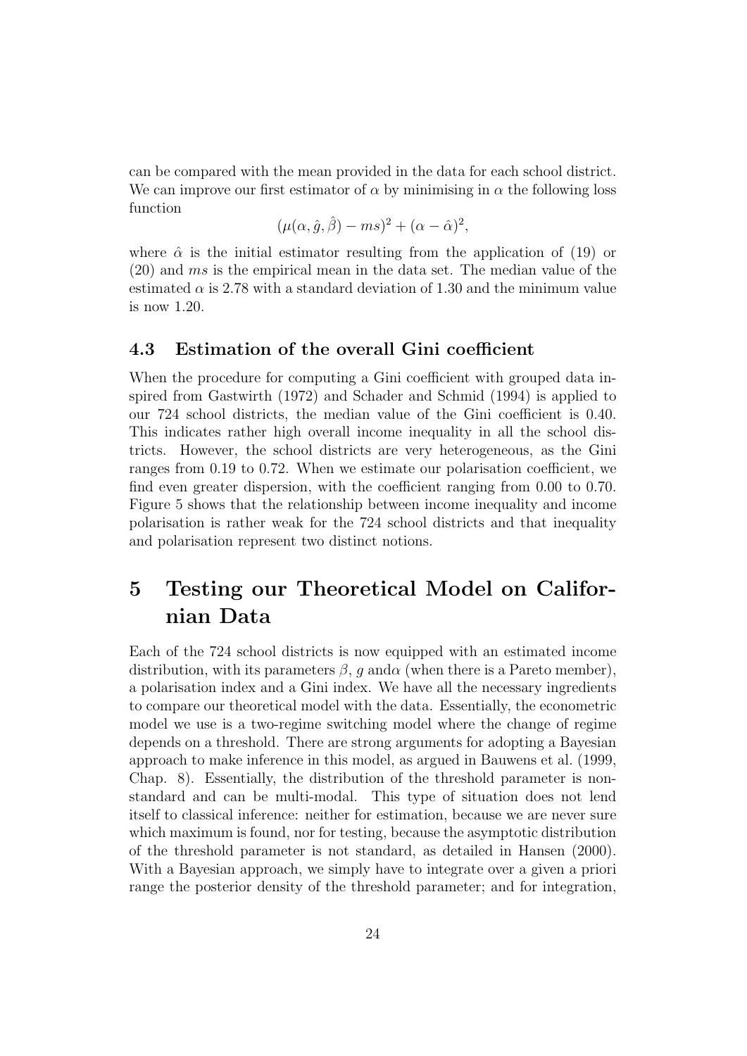can be compared with the mean provided in the data for each school district. We can improve our first estimator of $\alpha$ by minimising in $\alpha$ the following loss function

$$(\mu(\alpha, \hat{g}, \hat{\beta}) - ms)^2 + (\alpha - \hat{\alpha})^2,$$

where $\hat{\alpha}$ is the initial estimator resulting from the application of (19) or (20) and $ms$ is the empirical mean in the data set. The median value of the estimated $\alpha$ is 2.78 with a standard deviation of 1.30 and the minimum value is now 1.20.

### 4.3 Estimation of the overall Gini coefficient

When the procedure for computing a Gini coefficient with grouped data inspired from Gastwirth (1972) and Schader and Schmid (1994) is applied to our 724 school districts, the median value of the Gini coefficient is 0.40. This indicates rather high overall income inequality in all the school districts. However, the school districts are very heterogeneous, as the Gini ranges from 0.19 to 0.72. When we estimate our polarisation coefficient, we find even greater dispersion, with the coefficient ranging from 0.00 to 0.70. Figure 5 shows that the relationship between income inequality and income polarisation is rather weak for the 724 school districts and that inequality and polarisation represent two distinct notions.

## 5 Testing our Theoretical Model on Californian Data

Each of the 724 school districts is now equipped with an estimated income distribution, with its parameters $\beta$, $g$ and$\alpha$ (when there is a Pareto member), a polarisation index and a Gini index. We have all the necessary ingredients to compare our theoretical model with the data. Essentially, the econometric model we use is a two-regime switching model where the change of regime depends on a threshold. There are strong arguments for adopting a Bayesian approach to make inference in this model, as argued in Bauwens et al. (1999, Chap. 8). Essentially, the distribution of the threshold parameter is non-standard and can be multi-modal. This type of situation does not lend itself to classical inference: neither for estimation, because we are never sure which maximum is found, nor for testing, because the asymptotic distribution of the threshold parameter is not standard, as detailed in Hansen (2000). With a Bayesian approach, we simply have to integrate over a given a priori range the posterior density of the threshold parameter; and for integration,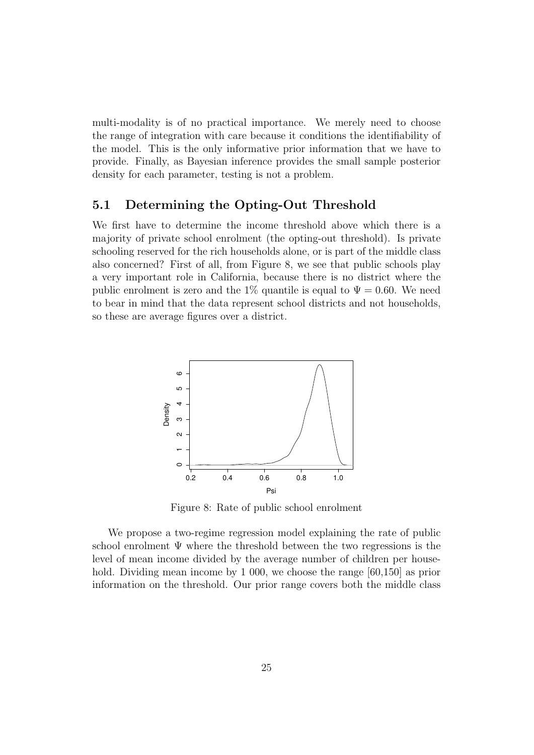multi-modality is of no practical importance. We merely need to choose the range of integration with care because it conditions the identifiability of the model. This is the only informative prior information that we have to provide. Finally, as Bayesian inference provides the small sample posterior density for each parameter, testing is not a problem.

## 5.1 Determining the Opting-Out Threshold

We first have to determine the income threshold above which there is a majority of private school enrolment (the opting-out threshold). Is private schooling reserved for the rich households alone, or is part of the middle class also concerned? First of all, from Figure 8, we see that public schools play a very important role in California, because there is no district where the public enrolment is zero and the 1% quantile is equal to $\Psi = 0.60$. We need to bear in mind that the data represent school districts and not households, so these are average figures over a district.

Figure 8: Rate of public school enrolment

We propose a two-regime regression model explaining the rate of public school enrolment $\Psi$ where the threshold between the two regressions is the level of mean income divided by the average number of children per household. Dividing mean income by 1 000, we choose the range [60,150] as prior information on the threshold. Our prior range covers both the middle class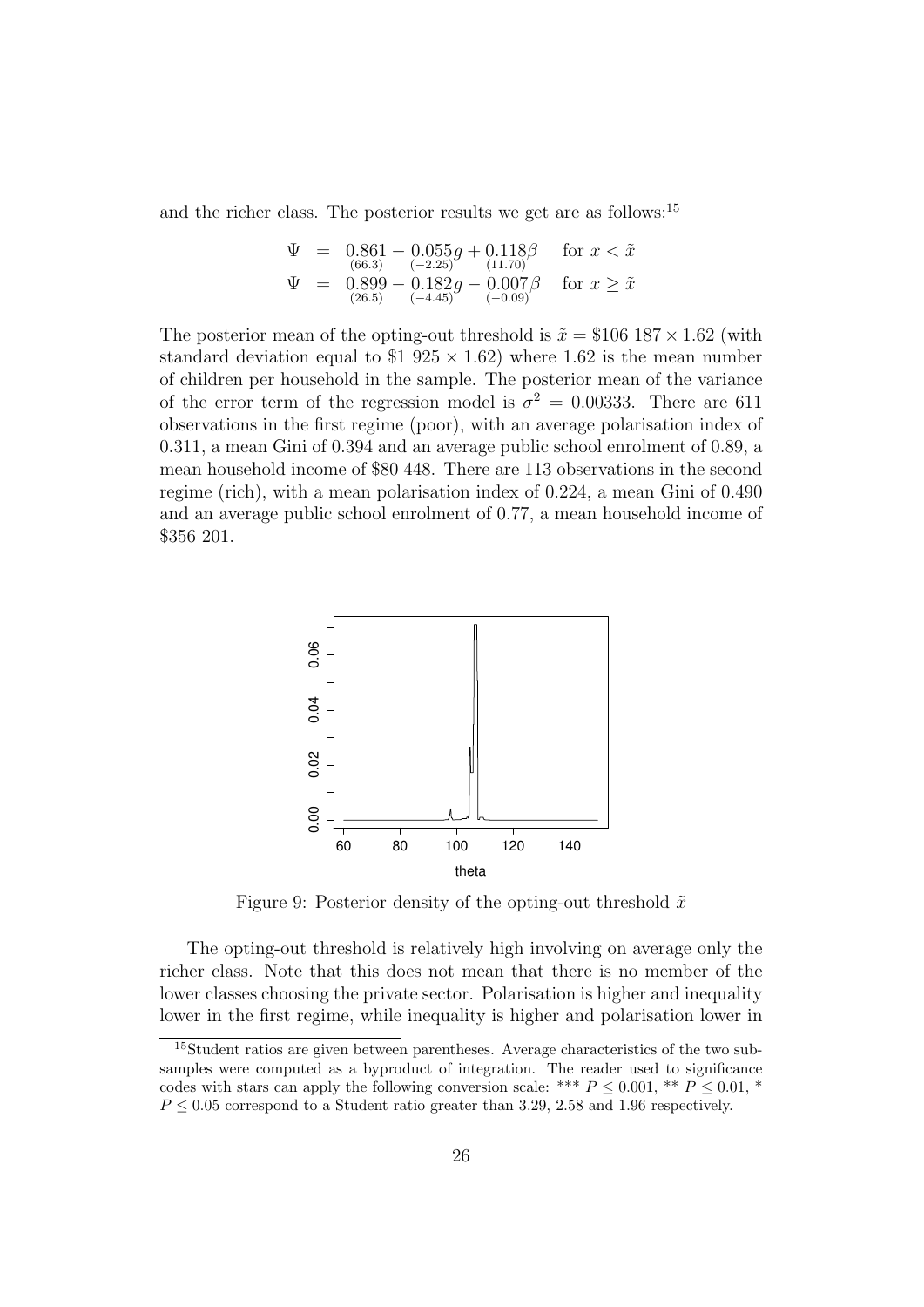and the richer class. The posterior results we get are as follows:[15]

$$
\begin{aligned}
\Psi &= \underset{(66.3)}{0.861} - \underset{(-2.25)}{0.055}g + \underset{(11.70)}{0.118}\beta \quad \text{for } x < \tilde{x} \\
\Psi &= \underset{(26.5)}{0.899} - \underset{(-4.45)}{0.182}g - \underset{(-0.09)}{0.007}\beta \quad \text{for } x \geq \tilde{x}
\end{aligned}
$$

The posterior mean of the opting-out threshold is $\tilde{x} = \$106\ 187 \times 1.62$ (with standard deviation equal to $\$1\ 925 \times 1.62$) where 1.62 is the mean number of children per household in the sample. The posterior mean of the variance of the error term of the regression model is $\sigma^2 = 0.00333$. There are 611 observations in the first regime (poor), with an average polarisation index of 0.311, a mean Gini of 0.394 and an average public school enrolment of 0.89, a mean household income of \$80 448. There are 113 observations in the second regime (rich), with a mean polarisation index of 0.224, a mean Gini of 0.490 and an average public school enrolment of 0.77, a mean household income of \$356 201.

Figure 9: Posterior density of the opting-out threshold $\tilde{x}$

The opting-out threshold is relatively high involving on average only the richer class. Note that this does not mean that there is no member of the lower classes choosing the private sector. Polarisation is higher and inequality lower in the first regime, while inequality is higher and polarisation lower in

[15] Student ratios are given between parentheses. Average characteristics of the two subsamples were computed as a byproduct of integration. The reader used to significance codes with stars can apply the following conversion scale: *** $P \leq 0.001$, ** $P \leq 0.01$, * $P \leq 0.05$ correspond to a Student ratio greater than 3.29, 2.58 and 1.96 respectively.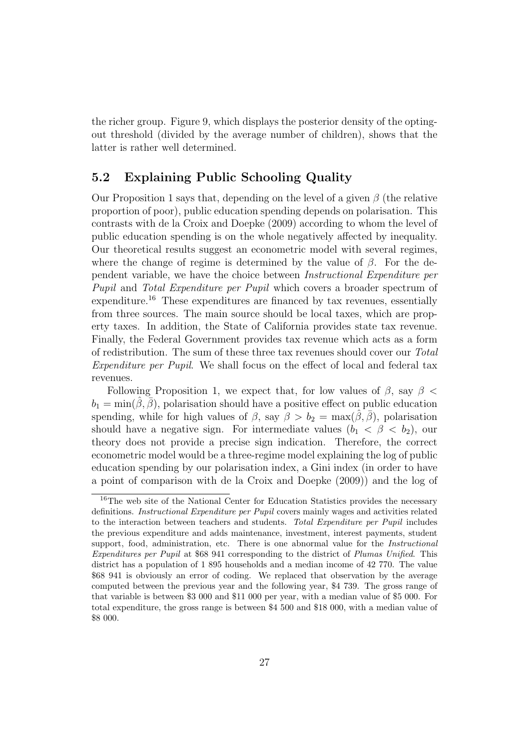the richer group. Figure 9, which displays the posterior density of the opting-out threshold (divided by the average number of children), shows that the latter is rather well determined.

## 5.2 Explaining Public Schooling Quality

Our Proposition 1 says that, depending on the level of a given $\beta$ (the relative proportion of poor), public education spending depends on polarisation. This contrasts with de la Croix and Doepke (2009) according to whom the level of public education spending is on the whole negatively affected by inequality. Our theoretical results suggest an econometric model with several regimes, where the change of regime is determined by the value of $\beta$. For the dependent variable, we have the choice between *Instructional Expenditure per Pupil* and *Total Expenditure per Pupil* which covers a broader spectrum of expenditure.[16] These expenditures are financed by tax revenues, essentially from three sources. The main source should be local taxes, which are property taxes. In addition, the State of California provides state tax revenue. Finally, the Federal Government provides tax revenue which acts as a form of redistribution. The sum of these three tax revenues should cover our *Total Expenditure per Pupil*. We shall focus on the effect of local and federal tax revenues.

Following Proposition 1, we expect that, for low values of $\beta$, say $\beta < b_1 = \min(\hat{\beta}, \bar{\beta})$, polarisation should have a positive effect on public education spending, while for high values of $\beta$, say $\beta > b_2 = \max(\hat{\beta}, \bar{\beta})$, polarisation should have a negative sign. For intermediate values ($b_1 < \beta < b_2$), our theory does not provide a precise sign indication. Therefore, the correct econometric model would be a three-regime model explaining the log of public education spending by our polarisation index, a Gini index (in order to have a point of comparison with de la Croix and Doepke (2009)) and the log of

[16] The web site of the National Center for Education Statistics provides the necessary definitions. *Instructional Expenditure per Pupil* covers mainly wages and activities related to the interaction between teachers and students. *Total Expenditure per Pupil* includes the previous expenditure and adds maintenance, investment, interest payments, student support, food, administration, etc. There is one abnormal value for the *Instructional Expenditures per Pupil* at \$68 941 corresponding to the district of *Plumas Unified*. This district has a population of 1 895 households and a median income of 42 770. The value \$68 941 is obviously an error of coding. We replaced that observation by the average computed between the previous year and the following year, \$4 739. The gross range of that variable is between \$3 000 and \$11 000 per year, with a median value of \$5 000. For total expenditure, the gross range is between \$4 500 and \$18 000, with a median value of \$8 000.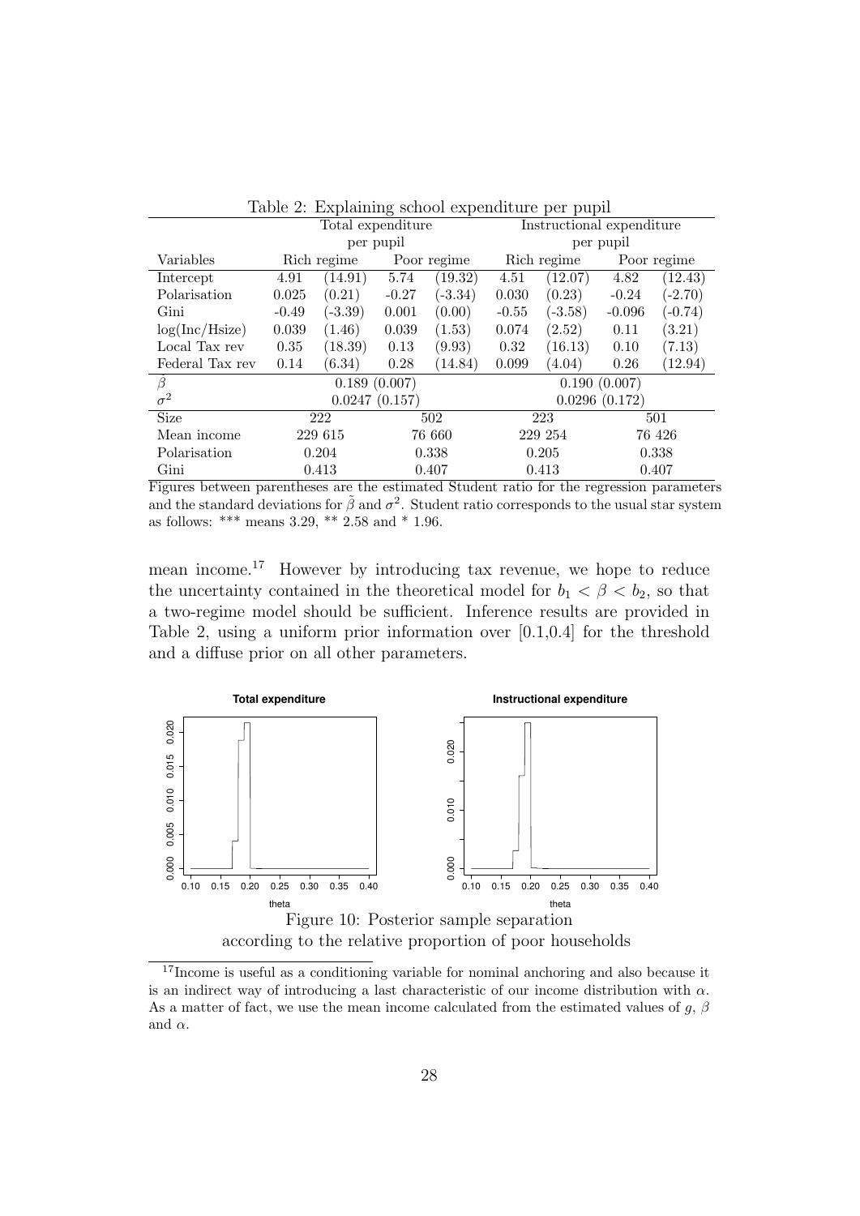Table 2: Explaining school expenditure per pupil

| | Total expenditure per pupil | | | | Instructional expenditure per pupil | | | |
|---|---|---|---|---|---|---|---|---|
| Variables | Rich regime | | Poor regime | | Rich regime | | Poor regime | |
| Intercept | 4.91 | (14.91) | 5.74 | (19.32) | 4.51 | (12.07) | 4.82 | (12.43) |
| Polarisation | 0.025 | (0.21) | -0.27 | (-3.34) | 0.030 | (0.23) | -0.24 | (-2.70) |
| Gini | -0.49 | (-3.39) | 0.001 | (0.00) | -0.55 | (-3.58) | -0.096 | (-0.74) |
| log(Inc/Hsize) | 0.039 | (1.46) | 0.039 | (1.53) | 0.074 | (2.52) | 0.11 | (3.21) |
| Local Tax rev | 0.35 | (18.39) | 0.13 | (9.93) | 0.32 | (16.13) | 0.10 | (7.13) |
| Federal Tax rev | 0.14 | (6.34) | 0.28 | (14.84) | 0.099 | (4.04) | 0.26 | (12.94) |
| $\beta$ | 0.189 (0.007) | | | | 0.190 (0.007) | | | |
| $\sigma^2$ | 0.0247 (0.157) | | | | 0.0296 (0.172) | | | |
| Size | 222 | | 502 | | 223 | | 501 | |
| Mean income | 229 615 | | 76 660 | | 229 254 | | 76 426 | |
| Polarisation | 0.204 | | 0.338 | | 0.205 | | 0.338 | |
| Gini | 0.413 | | 0.407 | | 0.413 | | 0.407 | |

Figures between parentheses are the estimated Student ratio for the regression parameters and the standard deviations for $\tilde{\beta}$ and $\sigma^2$. Student ratio corresponds to the usual star system as follows: *** means 3.29, ** 2.58 and * 1.96.

mean income.[17] However by introducing tax revenue, we hope to reduce the uncertainty contained in the theoretical model for $b_1 < \beta < b_2$, so that a two-regime model should be sufficient. Inference results are provided in Table 2, using a uniform prior information over [0.1,0.4] for the threshold and a diffuse prior on all other parameters.

Figure 10: Posterior sample separation according to the relative proportion of poor households

[17] Income is useful as a conditioning variable for nominal anchoring and also because it is an indirect way of introducing a last characteristic of our income distribution with $\alpha$. As a matter of fact, we use the mean income calculated from the estimated values of $g$, $\beta$ and $\alpha$.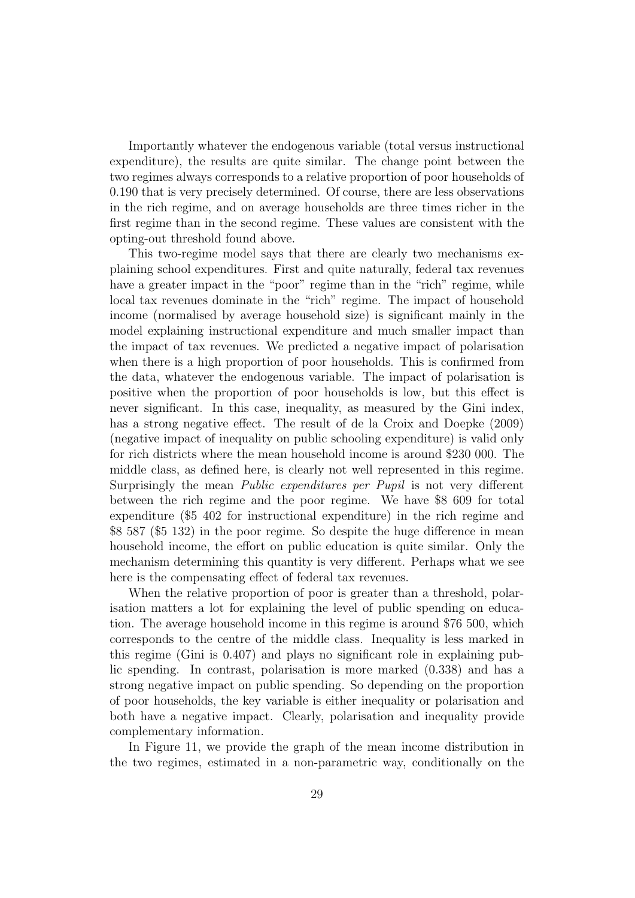Importantly whatever the endogenous variable (total versus instructional expenditure), the results are quite similar. The change point between the two regimes always corresponds to a relative proportion of poor households of 0.190 that is very precisely determined. Of course, there are less observations in the rich regime, and on average households are three times richer in the first regime than in the second regime. These values are consistent with the opting-out threshold found above.

This two-regime model says that there are clearly two mechanisms explaining school expenditures. First and quite naturally, federal tax revenues have a greater impact in the "poor" regime than in the "rich" regime, while local tax revenues dominate in the "rich" regime. The impact of household income (normalised by average household size) is significant mainly in the model explaining instructional expenditure and much smaller impact than the impact of tax revenues. We predicted a negative impact of polarisation when there is a high proportion of poor households. This is confirmed from the data, whatever the endogenous variable. The impact of polarisation is positive when the proportion of poor households is low, but this effect is never significant. In this case, inequality, as measured by the Gini index, has a strong negative effect. The result of de la Croix and Doepke (2009) (negative impact of inequality on public schooling expenditure) is valid only for rich districts where the mean household income is around \$230 000. The middle class, as defined here, is clearly not well represented in this regime. Surprisingly the mean *Public expenditures per Pupil* is not very different between the rich regime and the poor regime. We have \$8 609 for total expenditure (\$5 402 for instructional expenditure) in the rich regime and \$8 587 (\$5 132) in the poor regime. So despite the huge difference in mean household income, the effort on public education is quite similar. Only the mechanism determining this quantity is very different. Perhaps what we see here is the compensating effect of federal tax revenues.

When the relative proportion of poor is greater than a threshold, polarisation matters a lot for explaining the level of public spending on education. The average household income in this regime is around \$76 500, which corresponds to the centre of the middle class. Inequality is less marked in this regime (Gini is 0.407) and plays no significant role in explaining public spending. In contrast, polarisation is more marked (0.338) and has a strong negative impact on public spending. So depending on the proportion of poor households, the key variable is either inequality or polarisation and both have a negative impact. Clearly, polarisation and inequality provide complementary information.

In Figure 11, we provide the graph of the mean income distribution in the two regimes, estimated in a non-parametric way, conditionally on the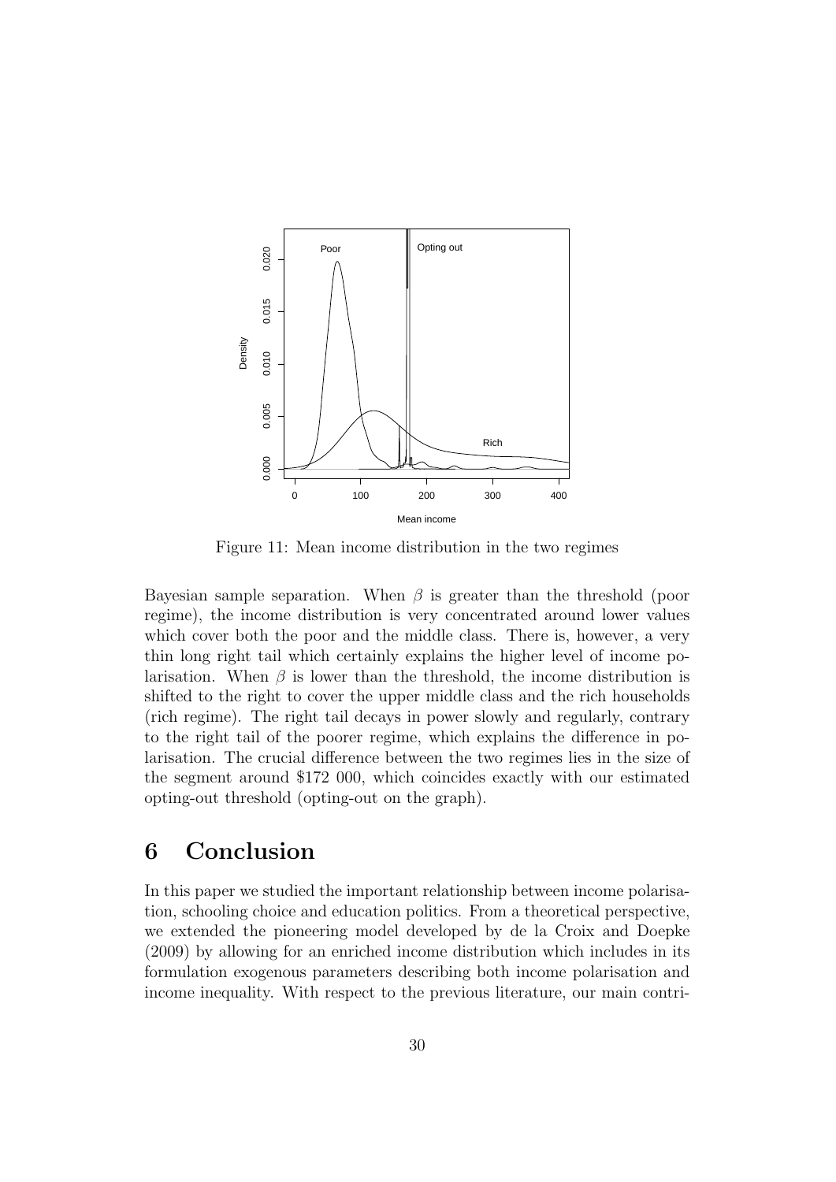Figure 11: Mean income distribution in the two regimes

Bayesian sample separation. When $\beta$ is greater than the threshold (poor regime), the income distribution is very concentrated around lower values which cover both the poor and the middle class. There is, however, a very thin long right tail which certainly explains the higher level of income polarisation. When $\beta$ is lower than the threshold, the income distribution is shifted to the right to cover the upper middle class and the rich households (rich regime). The right tail decays in power slowly and regularly, contrary to the right tail of the poorer regime, which explains the difference in polarisation. The crucial difference between the two regimes lies in the size of the segment around $172 000, which coincides exactly with our estimated opting-out threshold (opting-out on the graph).

# 6 Conclusion

In this paper we studied the important relationship between income polarisation, schooling choice and education politics. From a theoretical perspective, we extended the pioneering model developed by de la Croix and Doepke (2009) by allowing for an enriched income distribution which includes in its formulation exogenous parameters describing both income polarisation and income inequality. With respect to the previous literature, our main contri-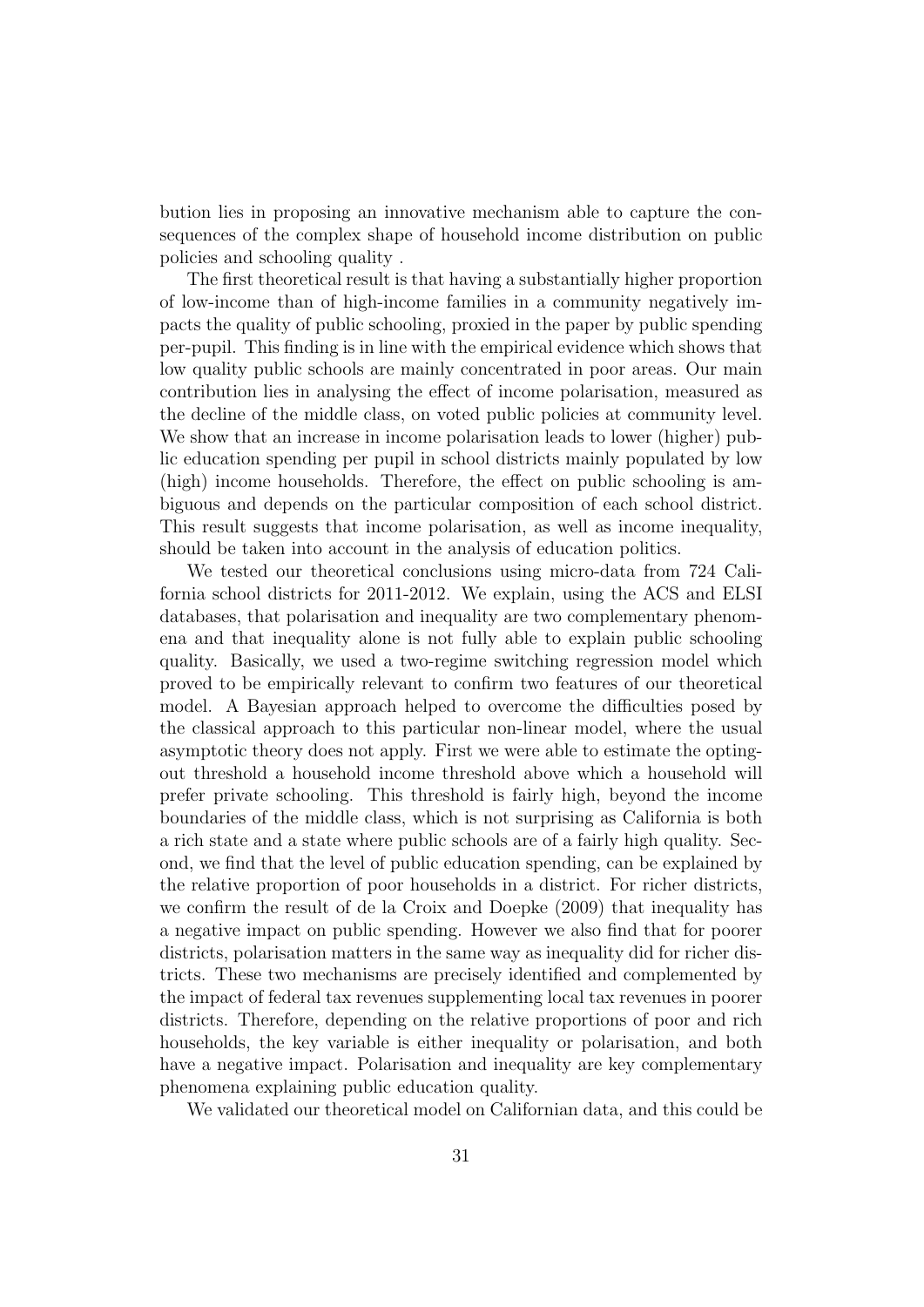bution lies in proposing an innovative mechanism able to capture the consequences of the complex shape of household income distribution on public policies and schooling quality .

The first theoretical result is that having a substantially higher proportion of low-income than of high-income families in a community negatively impacts the quality of public schooling, proxied in the paper by public spending per-pupil. This finding is in line with the empirical evidence which shows that low quality public schools are mainly concentrated in poor areas. Our main contribution lies in analysing the effect of income polarisation, measured as the decline of the middle class, on voted public policies at community level. We show that an increase in income polarisation leads to lower (higher) public education spending per pupil in school districts mainly populated by low (high) income households. Therefore, the effect on public schooling is ambiguous and depends on the particular composition of each school district. This result suggests that income polarisation, as well as income inequality, should be taken into account in the analysis of education politics.

We tested our theoretical conclusions using micro-data from 724 California school districts for 2011-2012. We explain, using the ACS and ELSI databases, that polarisation and inequality are two complementary phenomena and that inequality alone is not fully able to explain public schooling quality. Basically, we used a two-regime switching regression model which proved to be empirically relevant to confirm two features of our theoretical model. A Bayesian approach helped to overcome the difficulties posed by the classical approach to this particular non-linear model, where the usual asymptotic theory does not apply. First we were able to estimate the opting-out threshold a household income threshold above which a household will prefer private schooling. This threshold is fairly high, beyond the income boundaries of the middle class, which is not surprising as California is both a rich state and a state where public schools are of a fairly high quality. Second, we find that the level of public education spending, can be explained by the relative proportion of poor households in a district. For richer districts, we confirm the result of de la Croix and Doepke (2009) that inequality has a negative impact on public spending. However we also find that for poorer districts, polarisation matters in the same way as inequality did for richer districts. These two mechanisms are precisely identified and complemented by the impact of federal tax revenues supplementing local tax revenues in poorer districts. Therefore, depending on the relative proportions of poor and rich households, the key variable is either inequality or polarisation, and both have a negative impact. Polarisation and inequality are key complementary phenomena explaining public education quality.

We validated our theoretical model on Californian data, and this could be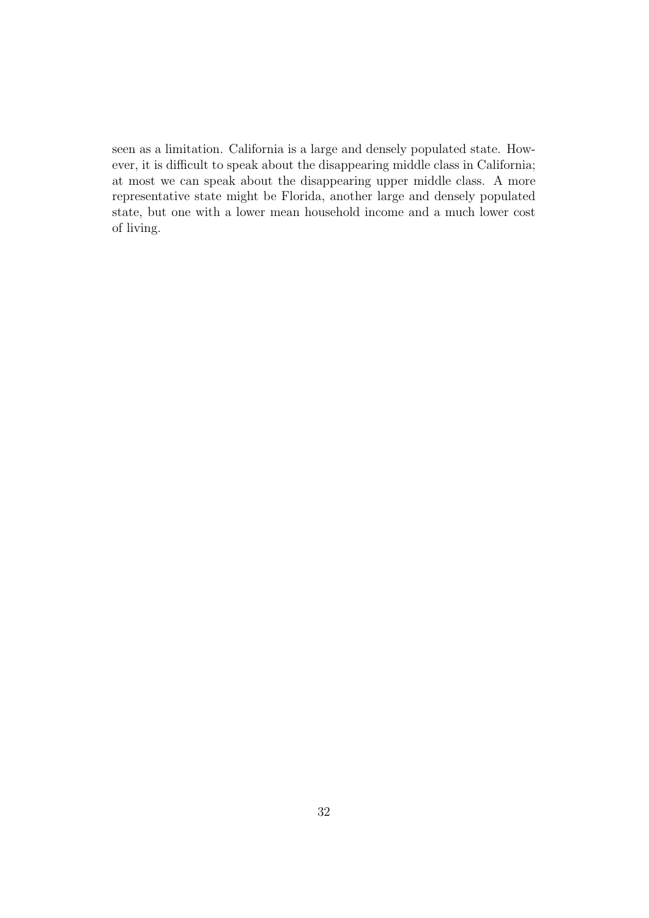seen as a limitation. California is a large and densely populated state. However, it is difficult to speak about the disappearing middle class in California; at most we can speak about the disappearing upper middle class. A more representative state might be Florida, another large and densely populated state, but one with a lower mean household income and a much lower cost of living.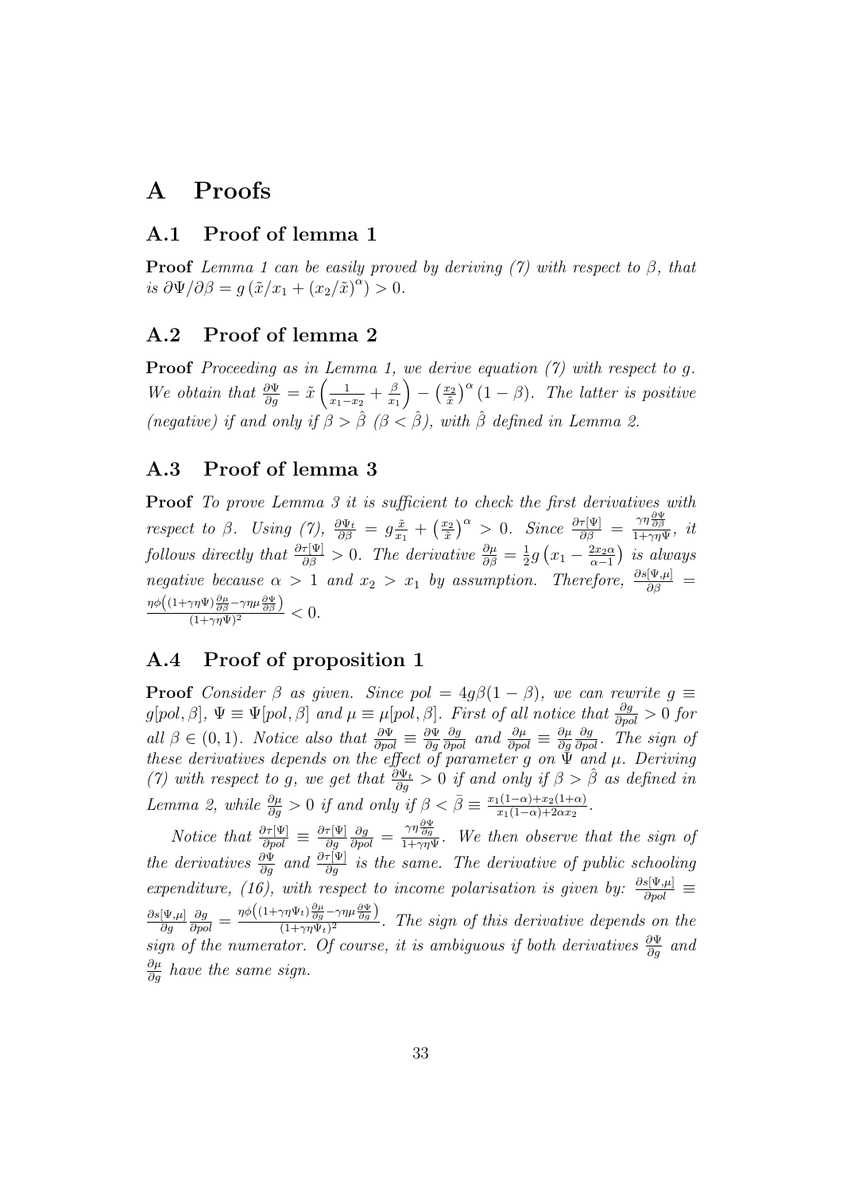# A Proofs

## A.1 Proof of lemma 1

**Proof** *Lemma 1 can be easily proved by deriving (7) with respect to $\beta$, that is $\partial\Psi/\partial\beta = g\left(\tilde{x}/x_1 + (x_2/\tilde{x})^{\alpha}\right) > 0$.*

## A.2 Proof of lemma 2

**Proof** *Proceeding as in Lemma 1, we derive equation (7) with respect to $g$. We obtain that $\frac{\partial\Psi}{\partial g} = \tilde{x}\left(\frac{1}{x_1 - x_2} + \frac{\beta}{x_1}\right) - \left(\frac{x_2}{\tilde{x}}\right)^{\alpha}(1-\beta)$. The latter is positive (negative) if and only if $\beta > \hat{\beta}$ ($\beta < \hat{\beta}$), with $\hat{\beta}$ defined in Lemma 2.*

## A.3 Proof of lemma 3

**Proof** *To prove Lemma 3 it is sufficient to check the first derivatives with respect to $\beta$. Using (7), $\frac{\partial\Psi_t}{\partial\beta} = g\frac{\tilde{x}}{x_1} + \left(\frac{x_2}{\tilde{x}}\right)^{\alpha} > 0$. Since $\frac{\partial\tau[\Psi]}{\partial\beta} = \frac{\gamma\eta\frac{\partial\Psi}{\partial\beta}}{1+\gamma\eta\Psi}$, it follows directly that $\frac{\partial\tau[\Psi]}{\partial\beta} > 0$. The derivative $\frac{\partial\mu}{\partial\beta} = \frac{1}{2}g\left(x_1 - \frac{2x_2\alpha}{\alpha-1}\right)$ is always negative because $\alpha > 1$ and $x_2 > x_1$ by assumption. Therefore, $\frac{\partial s[\Psi,\mu]}{\partial\beta} = \frac{\eta\phi\left((1+\gamma\eta\Psi)\frac{\partial\mu}{\partial\beta} - \gamma\eta\mu\frac{\partial\Psi}{\partial\beta}\right)}{(1+\gamma\eta\Psi)^2} < 0$.*

## A.4 Proof of proposition 1

**Proof** *Consider $\beta$ as given. Since $pol = 4g\beta(1-\beta)$, we can rewrite $g \equiv g[pol,\beta]$, $\Psi \equiv \Psi[pol,\beta]$ and $\mu \equiv \mu[pol,\beta]$. First of all notice that $\frac{\partial g}{\partial pol} > 0$ for all $\beta \in (0,1)$. Notice also that $\frac{\partial\Psi}{\partial pol} \equiv \frac{\partial\Psi}{\partial g}\frac{\partial g}{\partial pol}$ and $\frac{\partial\mu}{\partial pol} \equiv \frac{\partial\mu}{\partial g}\frac{\partial g}{\partial pol}$. The sign of these derivatives depends on the effect of parameter $g$ on $\Psi$ and $\mu$. Deriving (7) with respect to $g$, we get that $\frac{\partial\Psi_t}{\partial g} > 0$ if and only if $\beta > \hat{\beta}$ as defined in Lemma 2, while $\frac{\partial\mu}{\partial g} > 0$ if and only if $\beta < \bar{\beta} \equiv \frac{x_1(1-\alpha)+x_2(1+\alpha)}{x_1(1-\alpha)+2\alpha x_2}$.*

*Notice that $\frac{\partial\tau[\Psi]}{\partial pol} \equiv \frac{\partial\tau[\Psi]}{\partial g}\frac{\partial g}{\partial pol} = \frac{\gamma\eta\frac{\partial\Psi}{\partial g}}{1+\gamma\eta\Psi}$. We then observe that the sign of the derivatives $\frac{\partial\Psi}{\partial g}$ and $\frac{\partial\tau[\Psi]}{\partial g}$ is the same. The derivative of public schooling expenditure, (16), with respect to income polarisation is given by: $\frac{\partial s[\Psi,\mu]}{\partial pol} \equiv \frac{\partial s[\Psi,\mu]}{\partial g}\frac{\partial g}{\partial pol} = \frac{\eta\phi\left((1+\gamma\eta\Psi_t)\frac{\partial\mu}{\partial g} - \gamma\eta\mu\frac{\partial\Psi}{\partial g}\right)}{(1+\gamma\eta\Psi_t)^2}$. The sign of this derivative depends on the sign of the numerator. Of course, it is ambiguous if both derivatives $\frac{\partial\Psi}{\partial g}$ and $\frac{\partial\mu}{\partial g}$ have the same sign.*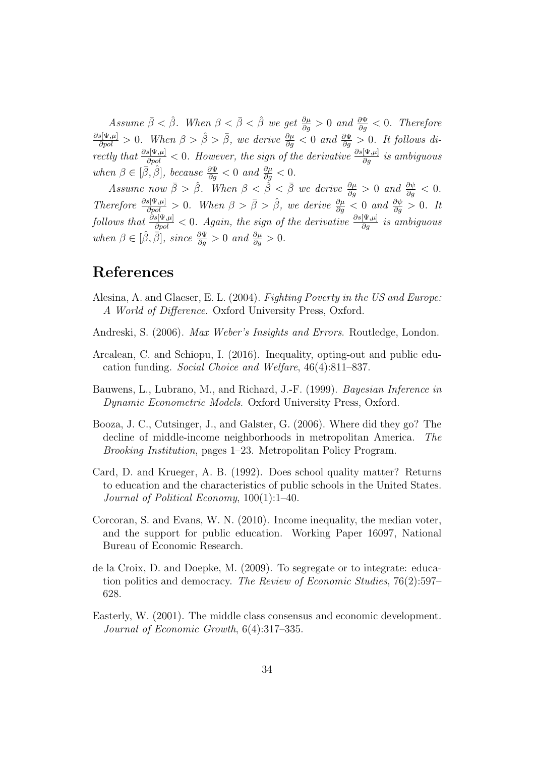*Assume $\bar{\beta} < \hat{\beta}$. When $\beta < \bar{\beta} < \hat{\beta}$ we get $\frac{\partial \mu}{\partial g} > 0$ and $\frac{\partial \Psi}{\partial g} < 0$. Therefore $\frac{\partial s[\Psi,\mu]}{\partial pol} > 0$. When $\beta > \hat{\beta} > \bar{\beta}$, we derive $\frac{\partial \mu}{\partial g} < 0$ and $\frac{\partial \Psi}{\partial g} > 0$. It follows directly that $\frac{\partial s[\Psi,\mu]}{\partial pol} < 0$. However, the sign of the derivative $\frac{\partial s[\Psi,\mu]}{\partial g}$ is ambiguous when $\beta \in [\bar{\beta}, \hat{\beta}]$, because $\frac{\partial \Psi}{\partial g} < 0$ and $\frac{\partial \mu}{\partial g} < 0$.*

*Assume now $\bar{\beta} > \hat{\beta}$. When $\beta < \hat{\beta} < \bar{\beta}$ we derive $\frac{\partial \mu}{\partial g} > 0$ and $\frac{\partial \psi}{\partial g} < 0$. Therefore $\frac{\partial s[\Psi,\mu]}{\partial pol} > 0$. When $\beta > \bar{\beta} > \hat{\beta}$, we derive $\frac{\partial \mu}{\partial g} < 0$ and $\frac{\partial \psi}{\partial g} > 0$. It follows that $\frac{\partial s[\Psi,\mu]}{\partial pol} < 0$. Again, the sign of the derivative $\frac{\partial s[\Psi,\mu]}{\partial g}$ is ambiguous when $\beta \in [\hat{\beta}, \bar{\beta}]$, since $\frac{\partial \Psi}{\partial g} > 0$ and $\frac{\partial \mu}{\partial g} > 0$.*

# References

Alesina, A. and Glaeser, E. L. (2004). *Fighting Poverty in the US and Europe: A World of Difference*. Oxford University Press, Oxford.

Andreski, S. (2006). *Max Weber's Insights and Errors*. Routledge, London.

Arcalean, C. and Schiopu, I. (2016). Inequality, opting-out and public education funding. *Social Choice and Welfare*, 46(4):811–837.

Bauwens, L., Lubrano, M., and Richard, J.-F. (1999). *Bayesian Inference in Dynamic Econometric Models*. Oxford University Press, Oxford.

Booza, J. C., Cutsinger, J., and Galster, G. (2006). Where did they go? The decline of middle-income neighborhoods in metropolitan America. *The Brooking Institution*, pages 1–23. Metropolitan Policy Program.

Card, D. and Krueger, A. B. (1992). Does school quality matter? Returns to education and the characteristics of public schools in the United States. *Journal of Political Economy*, 100(1):1–40.

Corcoran, S. and Evans, W. N. (2010). Income inequality, the median voter, and the support for public education. Working Paper 16097, National Bureau of Economic Research.

de la Croix, D. and Doepke, M. (2009). To segregate or to integrate: education politics and democracy. *The Review of Economic Studies*, 76(2):597–628.

Easterly, W. (2001). The middle class consensus and economic development. *Journal of Economic Growth*, 6(4):317–335.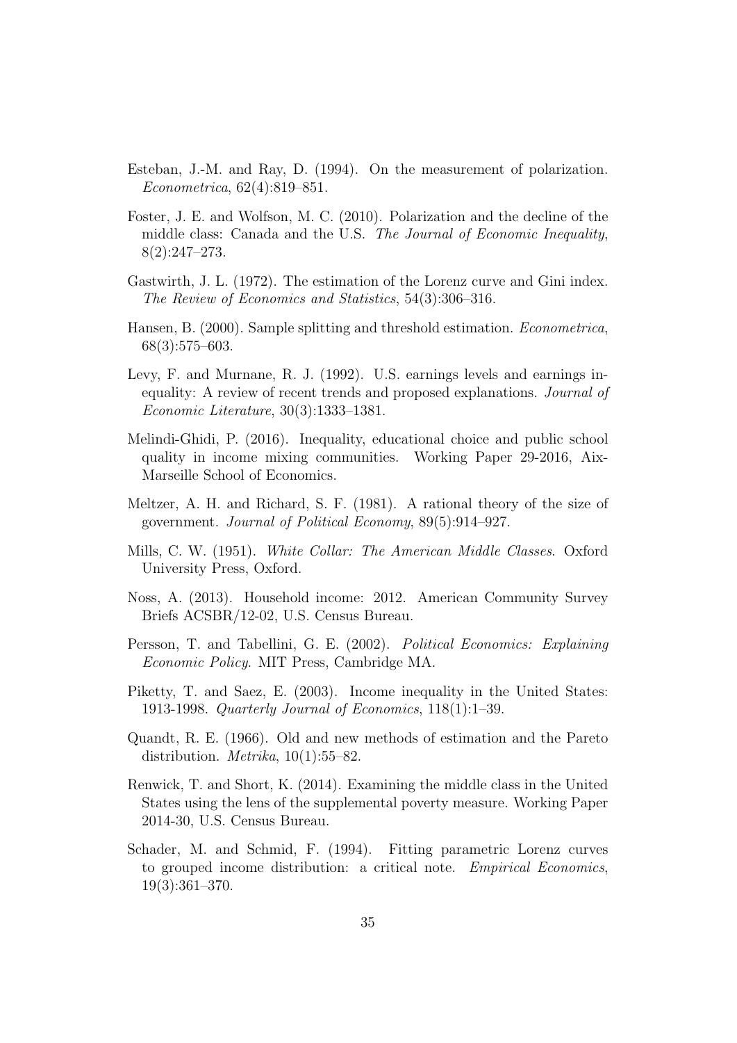Esteban, J.-M. and Ray, D. (1994). On the measurement of polarization. *Econometrica*, 62(4):819–851.

Foster, J. E. and Wolfson, M. C. (2010). Polarization and the decline of the middle class: Canada and the U.S. *The Journal of Economic Inequality*, 8(2):247–273.

Gastwirth, J. L. (1972). The estimation of the Lorenz curve and Gini index. *The Review of Economics and Statistics*, 54(3):306–316.

Hansen, B. (2000). Sample splitting and threshold estimation. *Econometrica*, 68(3):575–603.

Levy, F. and Murnane, R. J. (1992). U.S. earnings levels and earnings inequality: A review of recent trends and proposed explanations. *Journal of Economic Literature*, 30(3):1333–1381.

Melindi-Ghidi, P. (2016). Inequality, educational choice and public school quality in income mixing communities. Working Paper 29-2016, Aix-Marseille School of Economics.

Meltzer, A. H. and Richard, S. F. (1981). A rational theory of the size of government. *Journal of Political Economy*, 89(5):914–927.

Mills, C. W. (1951). *White Collar: The American Middle Classes*. Oxford University Press, Oxford.

Noss, A. (2013). Household income: 2012. American Community Survey Briefs ACSBR/12-02, U.S. Census Bureau.

Persson, T. and Tabellini, G. E. (2002). *Political Economics: Explaining Economic Policy*. MIT Press, Cambridge MA.

Piketty, T. and Saez, E. (2003). Income inequality in the United States: 1913-1998. *Quarterly Journal of Economics*, 118(1):1–39.

Quandt, R. E. (1966). Old and new methods of estimation and the Pareto distribution. *Metrika*, 10(1):55–82.

Renwick, T. and Short, K. (2014). Examining the middle class in the United States using the lens of the supplemental poverty measure. Working Paper 2014-30, U.S. Census Bureau.

Schader, M. and Schmid, F. (1994). Fitting parametric Lorenz curves to grouped income distribution: a critical note. *Empirical Economics*, 19(3):361–370.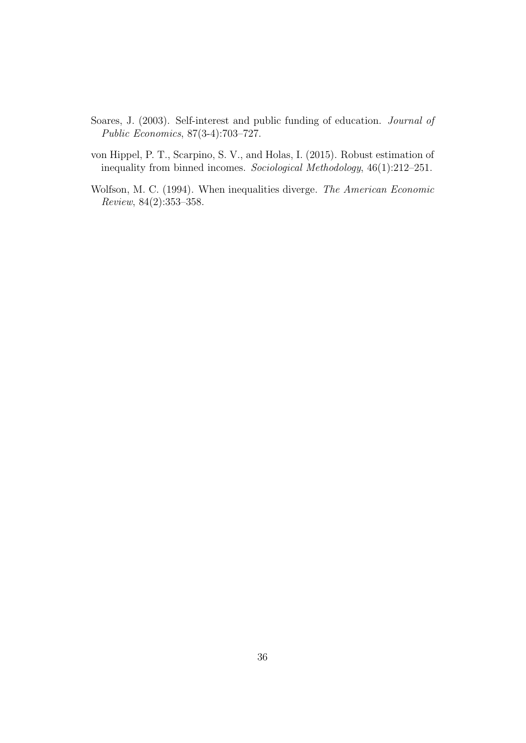Soares, J. (2003). Self-interest and public funding of education. *Journal of Public Economics*, 87(3-4):703–727.

von Hippel, P. T., Scarpino, S. V., and Holas, I. (2015). Robust estimation of inequality from binned incomes. *Sociological Methodology*, 46(1):212–251.

Wolfson, M. C. (1994). When inequalities diverge. *The American Economic Review*, 84(2):353–358.